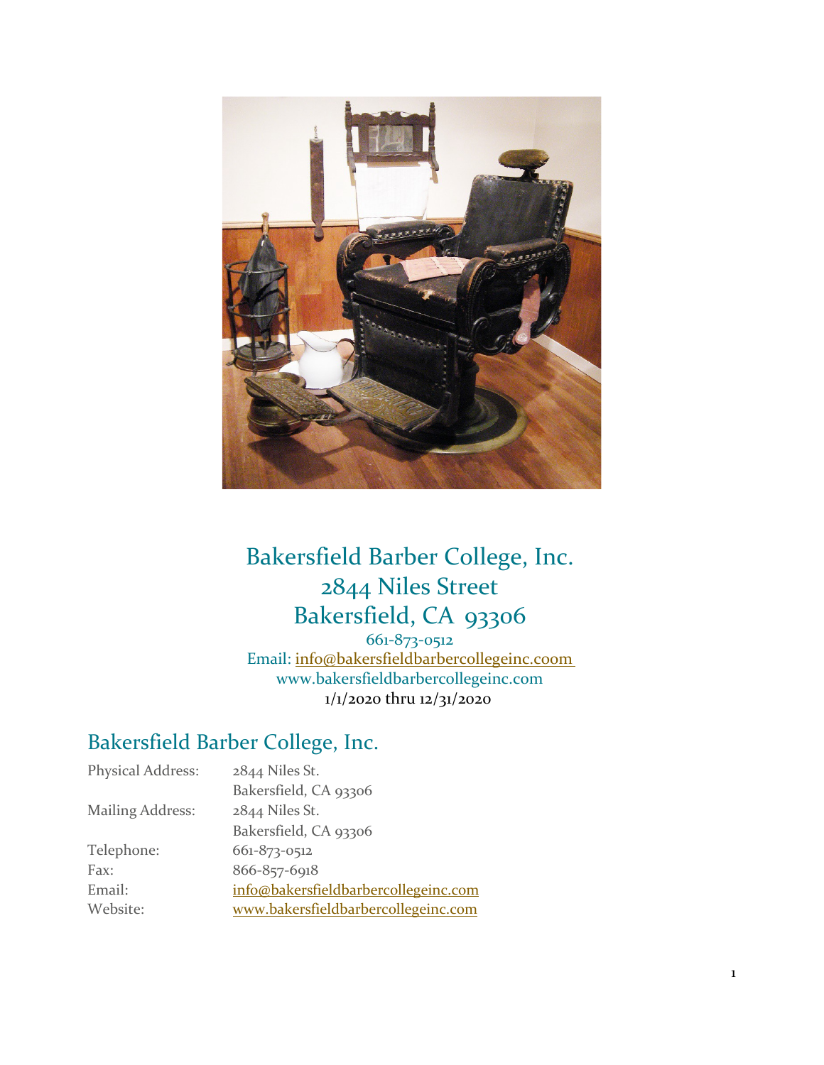# Bakersfield Barber College, Inc.
# 2844 Niles Street
# Bakersfield, CA 93306

661-873-0512
Email: info@bakersfieldbarbercollegeinc.coom
www.bakersfieldbarbercollegeinc.com
1/1/2020 thru 12/31/2020

## Bakersfield Barber College, Inc.

| | |
|---|---|
| Physical Address: | 2844 Niles St.<br>Bakersfield, CA 93306 |
| Mailing Address: | 2844 Niles St.<br>Bakersfield, CA 93306 |
| Telephone: | 661-873-0512 |
| Fax: | 866-857-6918 |
| Email: | info@bakersfieldbarbercollegeinc.com |
| Website: | www.bakersfieldbarbercollegeinc.com |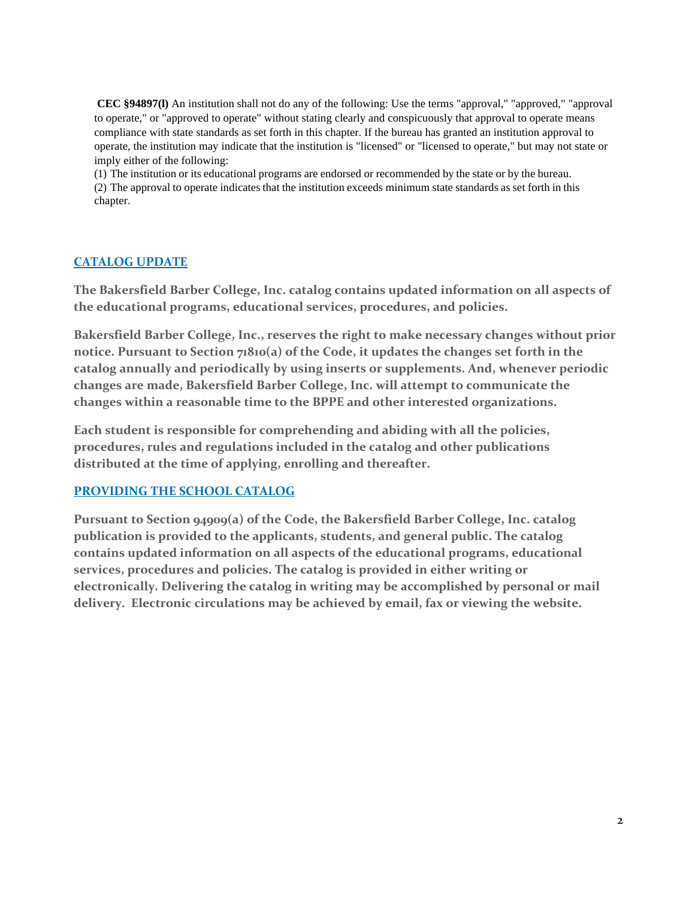**CEC §94897(l)** An institution shall not do any of the following: Use the terms "approval," "approved," "approval to operate," or "approved to operate" without stating clearly and conspicuously that approval to operate means compliance with state standards as set forth in this chapter. If the bureau has granted an institution approval to operate, the institution may indicate that the institution is "licensed" or "licensed to operate," but may not state or imply either of the following:

(1) The institution or its educational programs are endorsed or recommended by the state or by the bureau.

(2) The approval to operate indicates that the institution exceeds minimum state standards as set forth in this chapter.

## CATALOG UPDATE

**The Bakersfield Barber College, Inc. catalog contains updated information on all aspects of the educational programs, educational services, procedures, and policies.**

**Bakersfield Barber College, Inc., reserves the right to make necessary changes without prior notice. Pursuant to Section 71810(a) of the Code, it updates the changes set forth in the catalog annually and periodically by using inserts or supplements. And, whenever periodic changes are made, Bakersfield Barber College, Inc. will attempt to communicate the changes within a reasonable time to the BPPE and other interested organizations.**

**Each student is responsible for comprehending and abiding with all the policies, procedures, rules and regulations included in the catalog and other publications distributed at the time of applying, enrolling and thereafter.**

## PROVIDING THE SCHOOL CATALOG

**Pursuant to Section 94909(a) of the Code, the Bakersfield Barber College, Inc. catalog publication is provided to the applicants, students, and general public. The catalog contains updated information on all aspects of the educational programs, educational services, procedures and policies. The catalog is provided in either writing or electronically. Delivering the catalog in writing may be accomplished by personal or mail delivery. Electronic circulations may be achieved by email, fax or viewing the website.**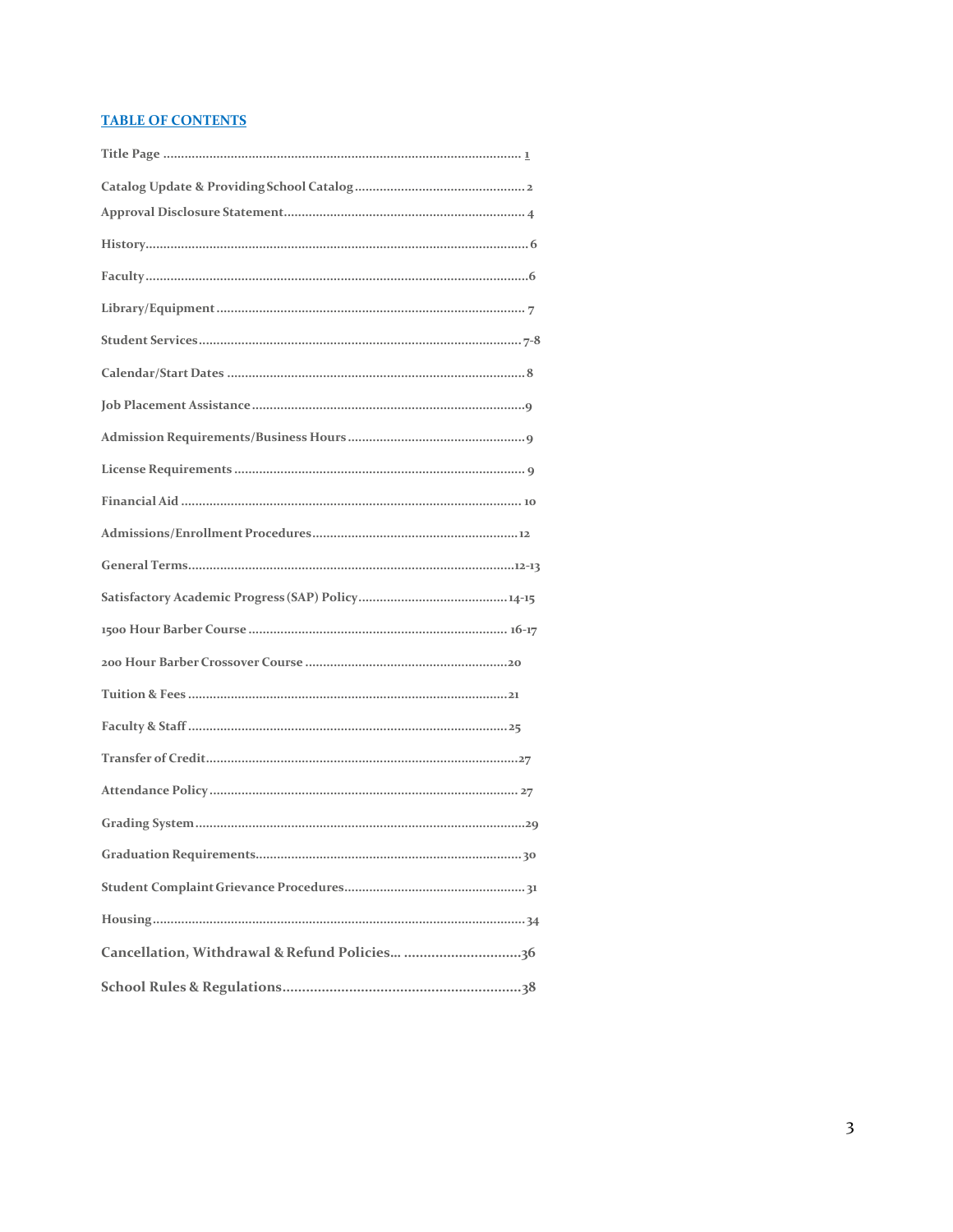## TABLE OF CONTENTS

**Title Page** .................................................................................................... 1

**Catalog Update & Providing School Catalog** ................................................ 2

**Approval Disclosure Statement** ................................................................... 4

**History** ........................................................................................................... 6

**Faculty** ........................................................................................................... 6

**Library/Equipment** ...................................................................................... 7

**Student Services** ........................................................................................ 7-8

**Calendar/Start Dates** .................................................................................. 8

**Job Placement Assistance** ........................................................................... 9

**Admission Requirements/Business Hours** .................................................. 9

**License Requirements** ................................................................................. 9

**Financial Aid** ............................................................................................... 10

**Admissions/Enrollment Procedures** .......................................................... 12

**General Terms** ......................................................................................... 12-13

**Satisfactory Academic Progress (SAP) Policy** ........................................ 14-15

**1500 Hour Barber Course** ...................................................................... 16-17

**200 Hour Barber Crossover Course** ........................................................... 20

**Tuition & Fees** ............................................................................................ 21

**Faculty & Staff** ........................................................................................... 25

**Transfer of Credit** ....................................................................................... 27

**Attendance Policy** ...................................................................................... 27

**Grading System** .......................................................................................... 29

**Graduation Requirements** .......................................................................... 30

**Student Complaint Grievance Procedures** ................................................. 31

**Housing** ....................................................................................................... 34

**Cancellation, Withdrawal & Refund Policies...** ........................................... 36

**School Rules & Regulations** ........................................................................ 38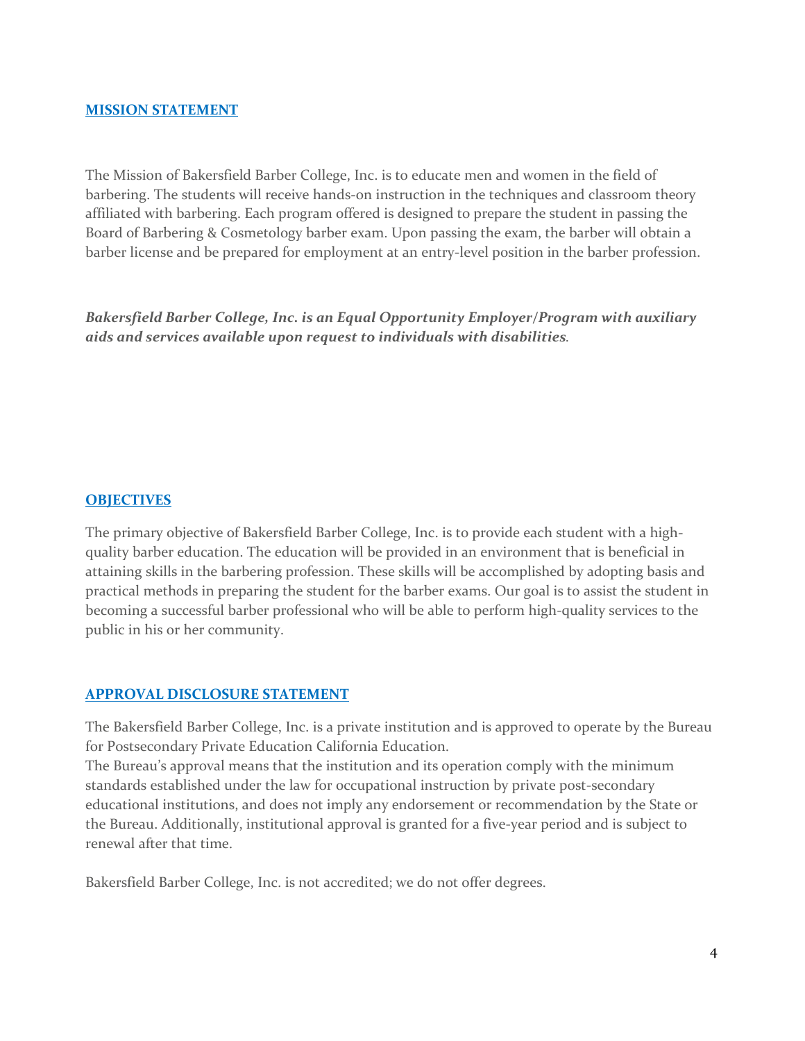## MISSION STATEMENT

The Mission of Bakersfield Barber College, Inc. is to educate men and women in the field of barbering. The students will receive hands-on instruction in the techniques and classroom theory affiliated with barbering. Each program offered is designed to prepare the student in passing the Board of Barbering & Cosmetology barber exam. Upon passing the exam, the barber will obtain a barber license and be prepared for employment at an entry-level position in the barber profession.

***Bakersfield Barber College, Inc. is an Equal Opportunity Employer/Program with auxiliary aids and services available upon request to individuals with disabilities.***

## OBJECTIVES

The primary objective of Bakersfield Barber College, Inc. is to provide each student with a high-quality barber education. The education will be provided in an environment that is beneficial in attaining skills in the barbering profession. These skills will be accomplished by adopting basis and practical methods in preparing the student for the barber exams. Our goal is to assist the student in becoming a successful barber professional who will be able to perform high-quality services to the public in his or her community.

## APPROVAL DISCLOSURE STATEMENT

The Bakersfield Barber College, Inc. is a private institution and is approved to operate by the Bureau for Postsecondary Private Education California Education.
The Bureau's approval means that the institution and its operation comply with the minimum standards established under the law for occupational instruction by private post-secondary educational institutions, and does not imply any endorsement or recommendation by the State or the Bureau. Additionally, institutional approval is granted for a five-year period and is subject to renewal after that time.

Bakersfield Barber College, Inc. is not accredited; we do not offer degrees.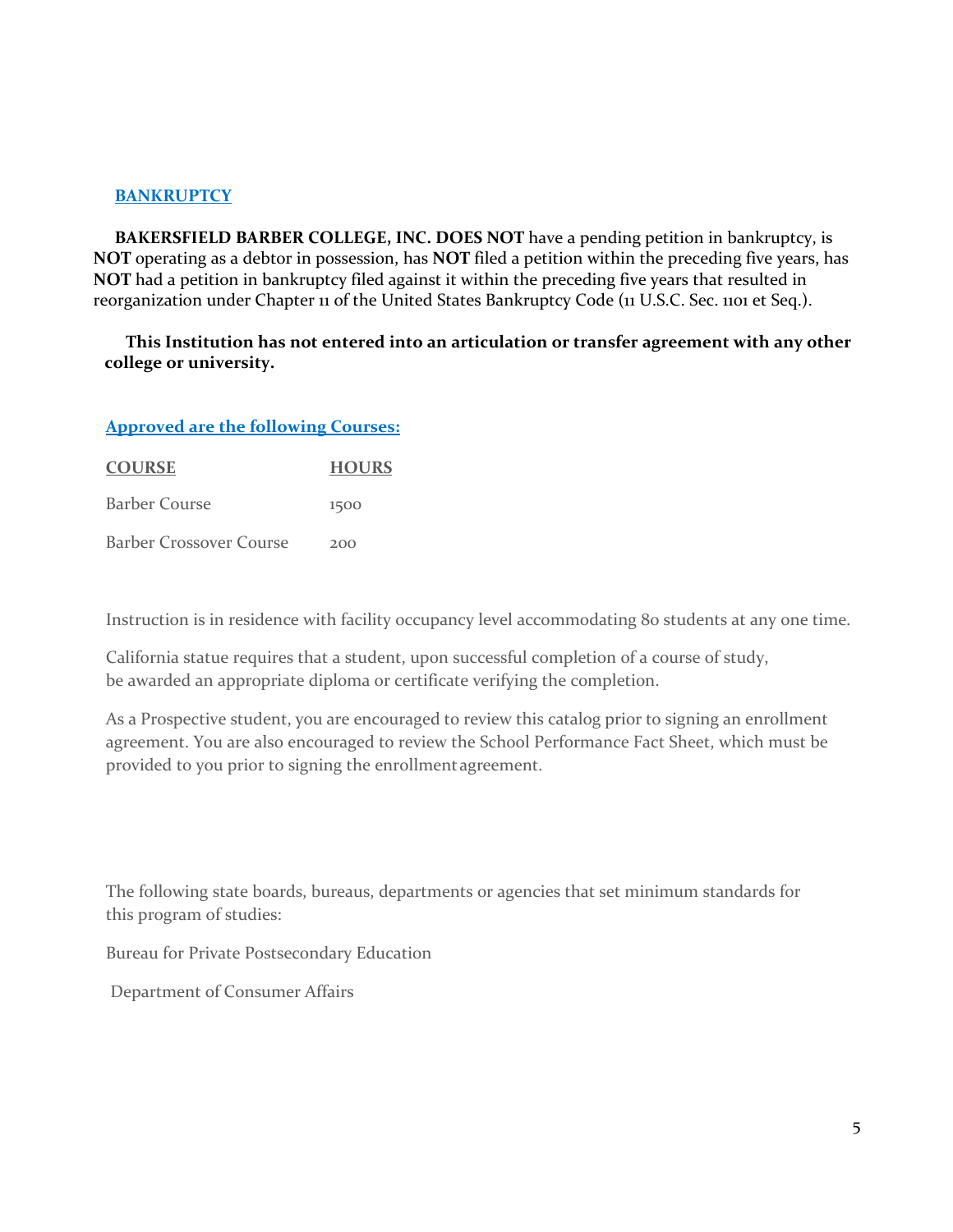## BANKRUPTCY

**BAKERSFIELD BARBER COLLEGE, INC. DOES NOT** have a pending petition in bankruptcy, is **NOT** operating as a debtor in possession, has **NOT** filed a petition within the preceding five years, has **NOT** had a petition in bankruptcy filed against it within the preceding five years that resulted in reorganization under Chapter 11 of the United States Bankruptcy Code (11 U.S.C. Sec. 1101 et Seq.).

**This Institution has not entered into an articulation or transfer agreement with any other college or university.**

## Approved are the following Courses:

| COURSE | HOURS |
|---|---|
| Barber Course | 1500 |
| Barber Crossover Course | 200 |

Instruction is in residence with facility occupancy level accommodating 80 students at any one time.

California statue requires that a student, upon successful completion of a course of study, be awarded an appropriate diploma or certificate verifying the completion.

As a Prospective student, you are encouraged to review this catalog prior to signing an enrollment agreement. You are also encouraged to review the School Performance Fact Sheet, which must be provided to you prior to signing the enrollment agreement.

The following state boards, bureaus, departments or agencies that set minimum standards for this program of studies:

Bureau for Private Postsecondary Education

Department of Consumer Affairs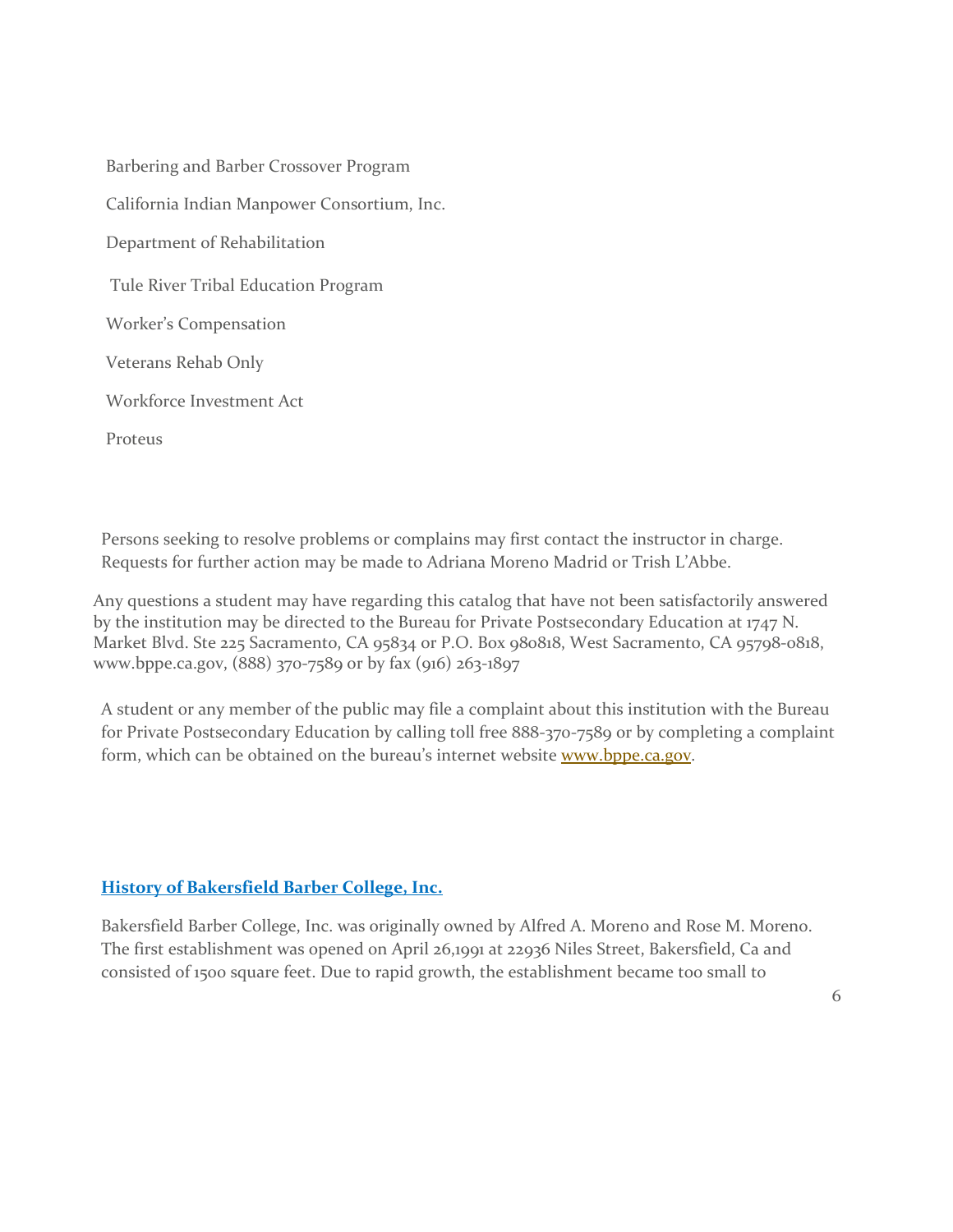Barbering and Barber Crossover Program

California Indian Manpower Consortium, Inc.

Department of Rehabilitation

Tule River Tribal Education Program

Worker's Compensation

Veterans Rehab Only

Workforce Investment Act

Proteus

Persons seeking to resolve problems or complains may first contact the instructor in charge. Requests for further action may be made to Adriana Moreno Madrid or Trish L'Abbe.

Any questions a student may have regarding this catalog that have not been satisfactorily answered by the institution may be directed to the Bureau for Private Postsecondary Education at 1747 N. Market Blvd. Ste 225 Sacramento, CA 95834 or P.O. Box 980818, West Sacramento, CA 95798-0818, www.bppe.ca.gov, (888) 370-7589 or by fax (916) 263-1897

A student or any member of the public may file a complaint about this institution with the Bureau for Private Postsecondary Education by calling toll free 888-370-7589 or by completing a complaint form, which can be obtained on the bureau's internet website [www.bppe.ca.gov](http://www.bppe.ca.gov).

## History of Bakersfield Barber College, Inc.

Bakersfield Barber College, Inc. was originally owned by Alfred A. Moreno and Rose M. Moreno. The first establishment was opened on April 26,1991 at 22936 Niles Street, Bakersfield, Ca and consisted of 1500 square feet. Due to rapid growth, the establishment became too small to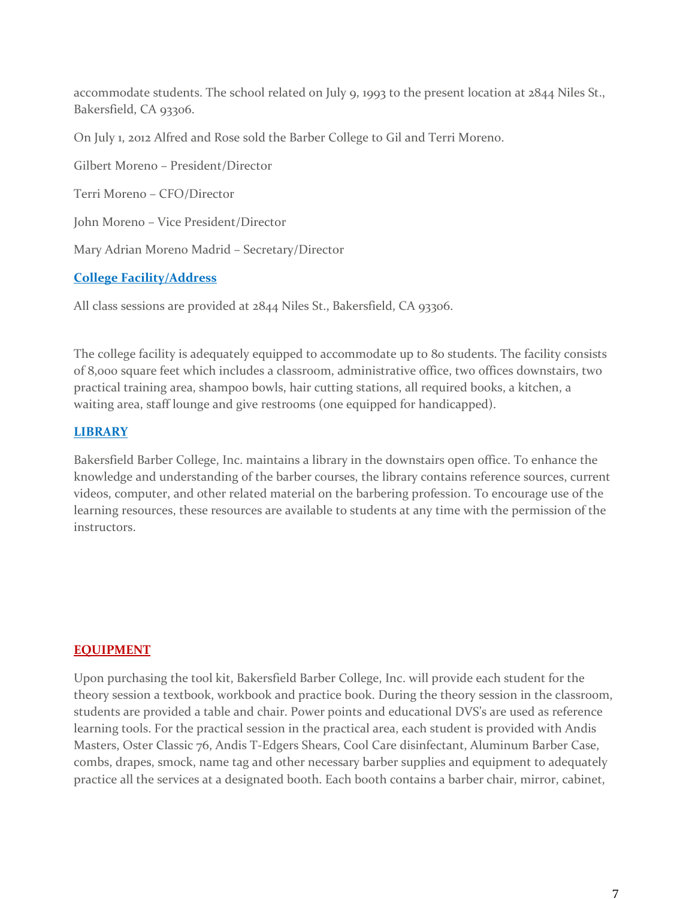accommodate students. The school related on July 9, 1993 to the present location at 2844 Niles St., Bakersfield, CA 93306.

On July 1, 2012 Alfred and Rose sold the Barber College to Gil and Terri Moreno.

Gilbert Moreno – President/Director

Terri Moreno – CFO/Director

John Moreno – Vice President/Director

Mary Adrian Moreno Madrid – Secretary/Director

## College Facility/Address

All class sessions are provided at 2844 Niles St., Bakersfield, CA 93306.

The college facility is adequately equipped to accommodate up to 80 students. The facility consists of 8,000 square feet which includes a classroom, administrative office, two offices downstairs, two practical training area, shampoo bowls, hair cutting stations, all required books, a kitchen, a waiting area, staff lounge and give restrooms (one equipped for handicapped).

## LIBRARY

Bakersfield Barber College, Inc. maintains a library in the downstairs open office. To enhance the knowledge and understanding of the barber courses, the library contains reference sources, current videos, computer, and other related material on the barbering profession. To encourage use of the learning resources, these resources are available to students at any time with the permission of the instructors.

## EQUIPMENT

Upon purchasing the tool kit, Bakersfield Barber College, Inc. will provide each student for the theory session a textbook, workbook and practice book. During the theory session in the classroom, students are provided a table and chair. Power points and educational DVS's are used as reference learning tools. For the practical session in the practical area, each student is provided with Andis Masters, Oster Classic 76, Andis T-Edgers Shears, Cool Care disinfectant, Aluminum Barber Case, combs, drapes, smock, name tag and other necessary barber supplies and equipment to adequately practice all the services at a designated booth. Each booth contains a barber chair, mirror, cabinet,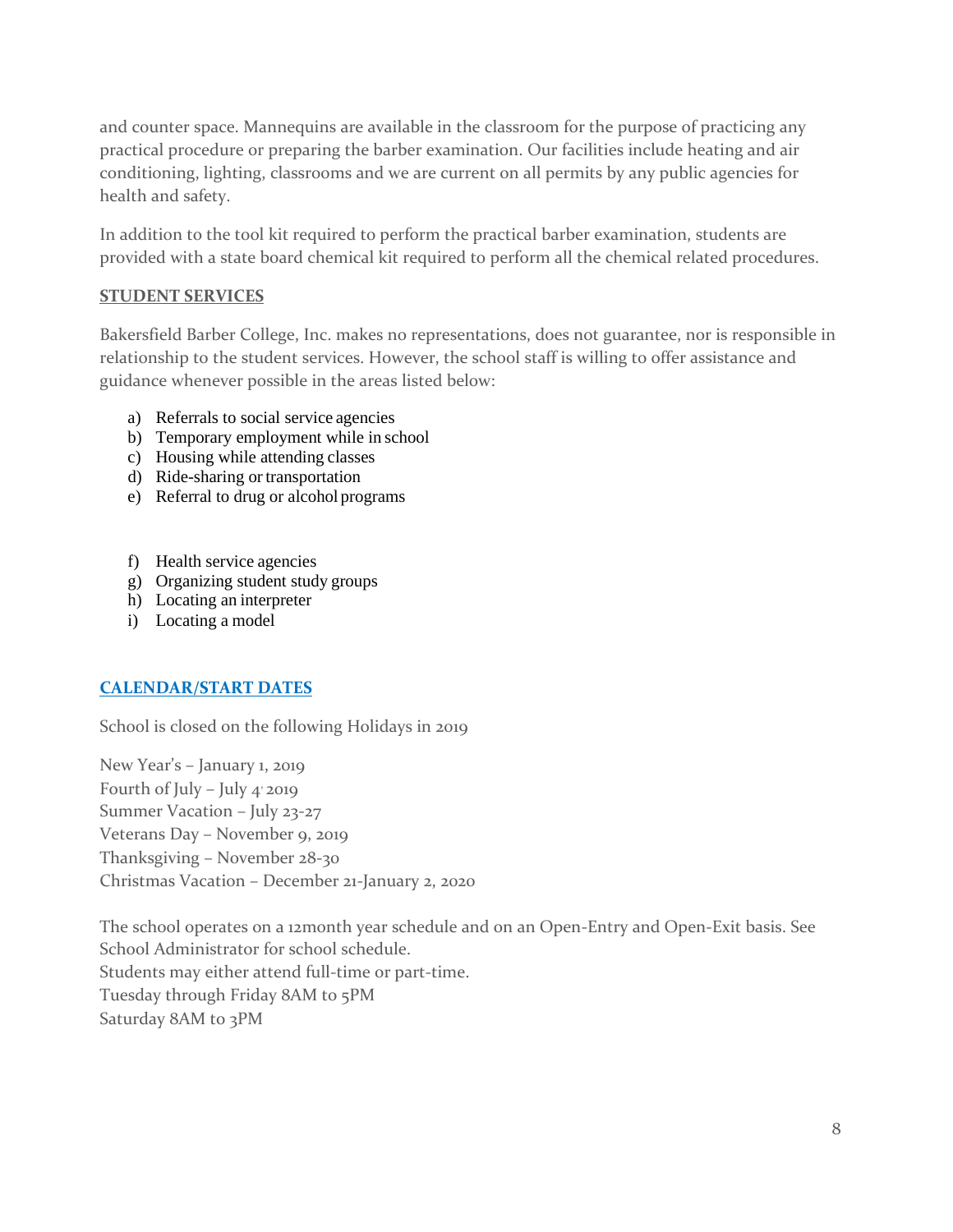and counter space. Mannequins are available in the classroom for the purpose of practicing any practical procedure or preparing the barber examination. Our facilities include heating and air conditioning, lighting, classrooms and we are current on all permits by any public agencies for health and safety.

In addition to the tool kit required to perform the practical barber examination, students are provided with a state board chemical kit required to perform all the chemical related procedures.

## STUDENT SERVICES

Bakersfield Barber College, Inc. makes no representations, does not guarantee, nor is responsible in relationship to the student services. However, the school staff is willing to offer assistance and guidance whenever possible in the areas listed below:

a) Referrals to social service agencies
b) Temporary employment while in school
c) Housing while attending classes
d) Ride-sharing or transportation
e) Referral to drug or alcohol programs

f) Health service agencies
g) Organizing student study groups
h) Locating an interpreter
i) Locating a model

## CALENDAR/START DATES

School is closed on the following Holidays in 2019

New Year's – January 1, 2019
Fourth of July – July 4, 2019
Summer Vacation – July 23-27
Veterans Day – November 9, 2019
Thanksgiving – November 28-30
Christmas Vacation – December 21-January 2, 2020

The school operates on a 12month year schedule and on an Open-Entry and Open-Exit basis. See School Administrator for school schedule.
Students may either attend full-time or part-time.
Tuesday through Friday 8AM to 5PM
Saturday 8AM to 3PM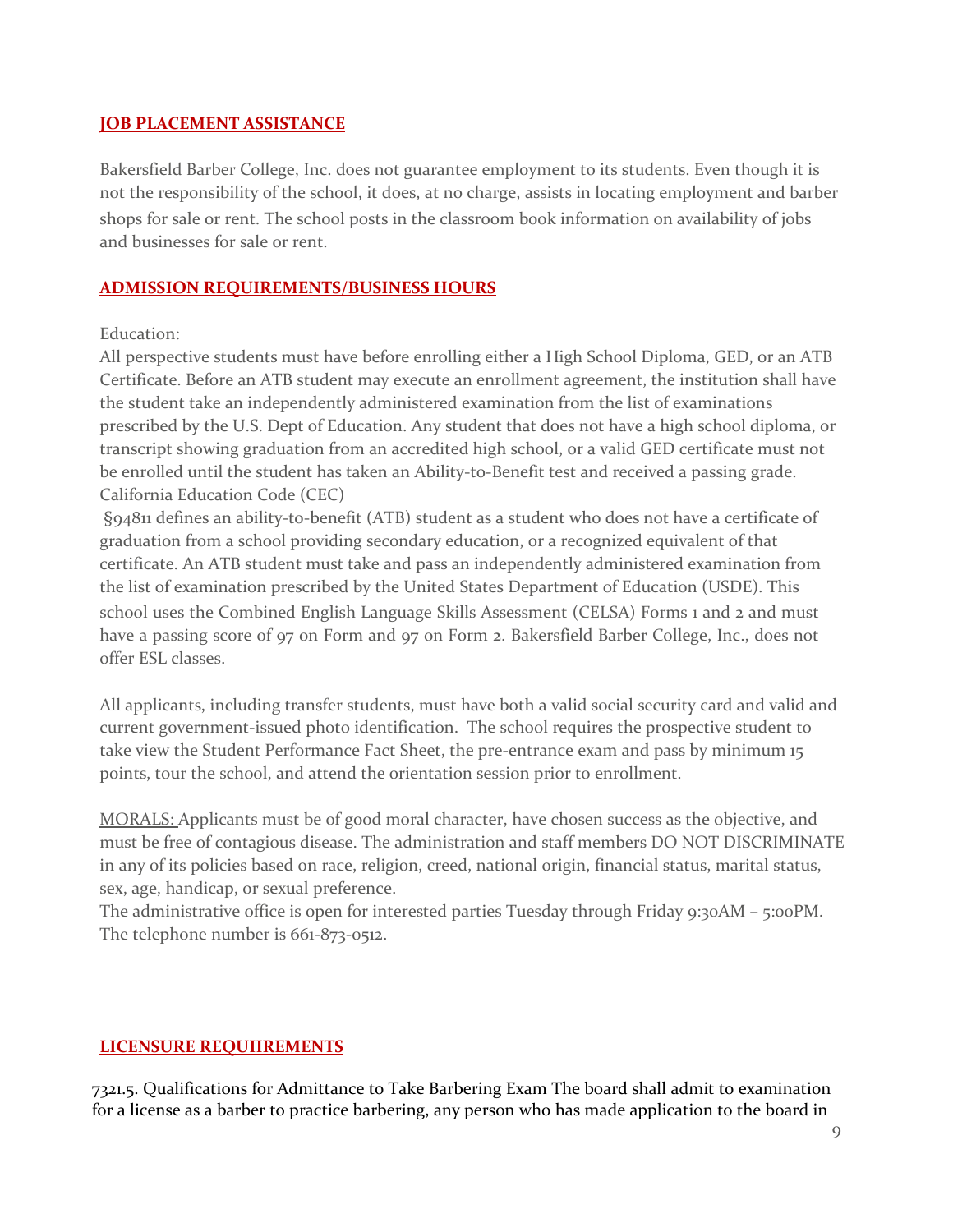## JOB PLACEMENT ASSISTANCE

Bakersfield Barber College, Inc. does not guarantee employment to its students. Even though it is not the responsibility of the school, it does, at no charge, assists in locating employment and barber shops for sale or rent. The school posts in the classroom book information on availability of jobs and businesses for sale or rent.

## ADMISSION REQUIREMENTS/BUSINESS HOURS

Education:
All perspective students must have before enrolling either a High School Diploma, GED, or an ATB Certificate. Before an ATB student may execute an enrollment agreement, the institution shall have the student take an independently administered examination from the list of examinations prescribed by the U.S. Dept of Education. Any student that does not have a high school diploma, or transcript showing graduation from an accredited high school, or a valid GED certificate must not be enrolled until the student has taken an Ability-to-Benefit test and received a passing grade. California Education Code (CEC)
§94811 defines an ability-to-benefit (ATB) student as a student who does not have a certificate of graduation from a school providing secondary education, or a recognized equivalent of that certificate. An ATB student must take and pass an independently administered examination from the list of examination prescribed by the United States Department of Education (USDE). This school uses the Combined English Language Skills Assessment (CELSA) Forms 1 and 2 and must have a passing score of 97 on Form and 97 on Form 2. Bakersfield Barber College, Inc., does not offer ESL classes.

All applicants, including transfer students, must have both a valid social security card and valid and current government-issued photo identification. The school requires the prospective student to take view the Student Performance Fact Sheet, the pre-entrance exam and pass by minimum 15 points, tour the school, and attend the orientation session prior to enrollment.

MORALS: Applicants must be of good moral character, have chosen success as the objective, and must be free of contagious disease. The administration and staff members DO NOT DISCRIMINATE in any of its policies based on race, religion, creed, national origin, financial status, marital status, sex, age, handicap, or sexual preference.
The administrative office is open for interested parties Tuesday through Friday 9:30AM – 5:00PM. The telephone number is 661-873-0512.

## LICENSURE REQUIIREMENTS

7321.5. Qualifications for Admittance to Take Barbering Exam The board shall admit to examination for a license as a barber to practice barbering, any person who has made application to the board in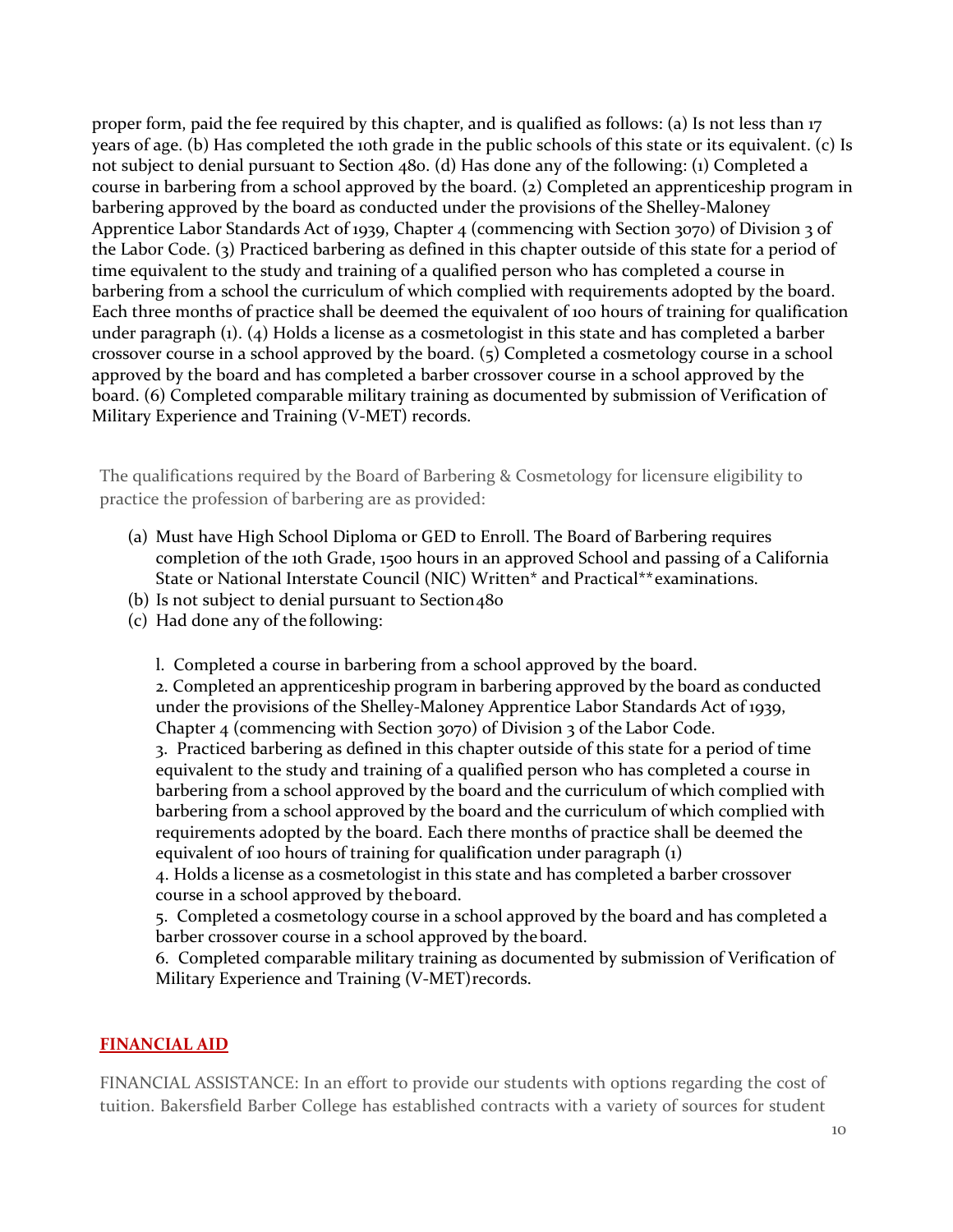proper form, paid the fee required by this chapter, and is qualified as follows: (a) Is not less than 17 years of age. (b) Has completed the 10th grade in the public schools of this state or its equivalent. (c) Is not subject to denial pursuant to Section 480. (d) Has done any of the following: (1) Completed a course in barbering from a school approved by the board. (2) Completed an apprenticeship program in barbering approved by the board as conducted under the provisions of the Shelley-Maloney Apprentice Labor Standards Act of 1939, Chapter 4 (commencing with Section 3070) of Division 3 of the Labor Code. (3) Practiced barbering as defined in this chapter outside of this state for a period of time equivalent to the study and training of a qualified person who has completed a course in barbering from a school the curriculum of which complied with requirements adopted by the board. Each three months of practice shall be deemed the equivalent of 100 hours of training for qualification under paragraph (1). (4) Holds a license as a cosmetologist in this state and has completed a barber crossover course in a school approved by the board. (5) Completed a cosmetology course in a school approved by the board and has completed a barber crossover course in a school approved by the board. (6) Completed comparable military training as documented by submission of Verification of Military Experience and Training (V-MET) records.

The qualifications required by the Board of Barbering & Cosmetology for licensure eligibility to practice the profession of barbering are as provided:

(a) Must have High School Diploma or GED to Enroll. The Board of Barbering requires completion of the 10th Grade, 1500 hours in an approved School and passing of a California State or National Interstate Council (NIC) Written* and Practical** examinations.

(b) Is not subject to denial pursuant to Section480

(c) Had done any of the following:

l. Completed a course in barbering from a school approved by the board.

2. Completed an apprenticeship program in barbering approved by the board as conducted under the provisions of the Shelley-Maloney Apprentice Labor Standards Act of 1939, Chapter 4 (commencing with Section 3070) of Division 3 of the Labor Code.

3. Practiced barbering as defined in this chapter outside of this state for a period of time equivalent to the study and training of a qualified person who has completed a course in barbering from a school approved by the board and the curriculum of which complied with barbering from a school approved by the board and the curriculum of which complied with requirements adopted by the board. Each there months of practice shall be deemed the equivalent of 100 hours of training for qualification under paragraph (1)

4. Holds a license as a cosmetologist in this state and has completed a barber crossover course in a school approved by theboard.

5. Completed a cosmetology course in a school approved by the board and has completed a barber crossover course in a school approved by the board.

6. Completed comparable military training as documented by submission of Verification of Military Experience and Training (V-MET)records.

## FINANCIAL AID

FINANCIAL ASSISTANCE: In an effort to provide our students with options regarding the cost of tuition. Bakersfield Barber College has established contracts with a variety of sources for student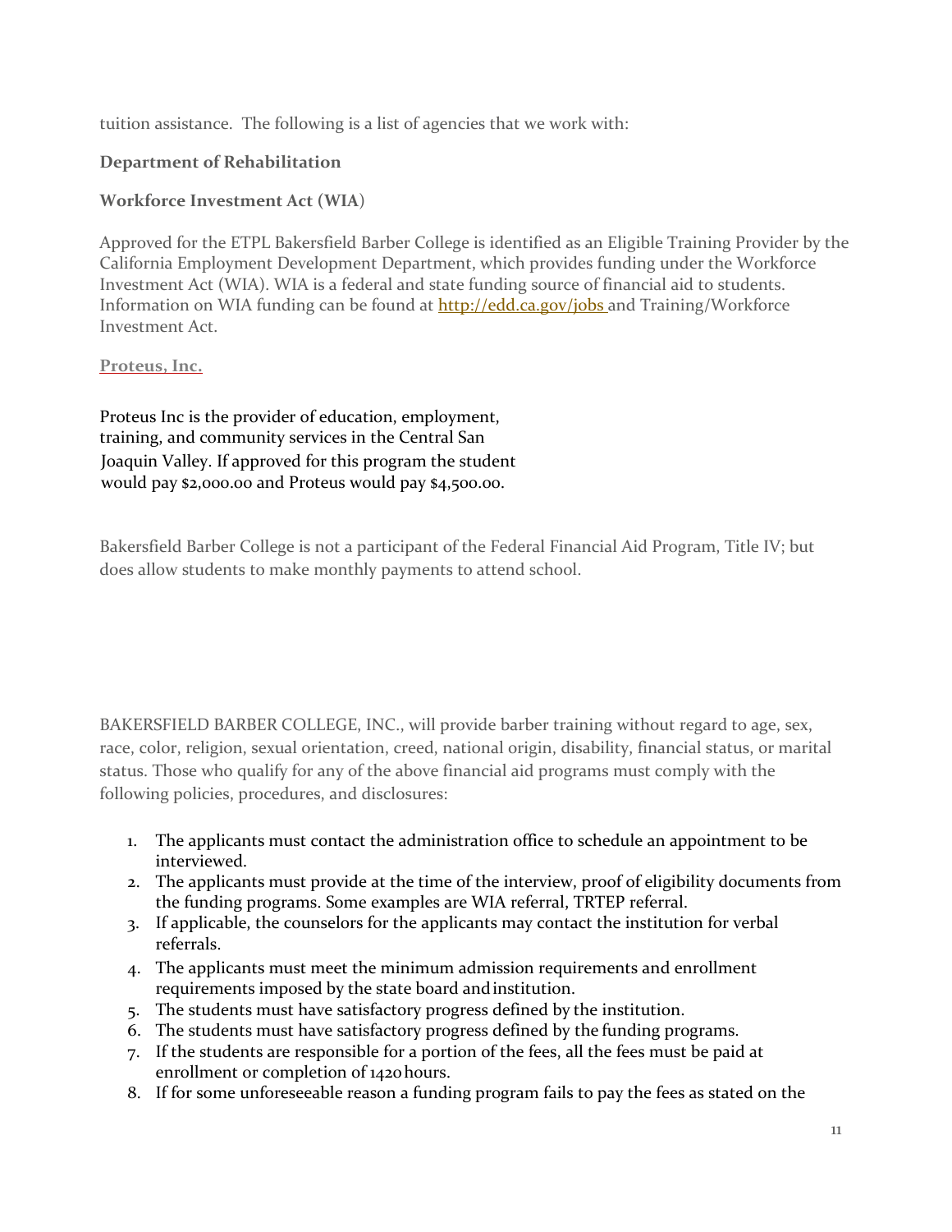tuition assistance. The following is a list of agencies that we work with:

**Department of Rehabilitation**

**Workforce Investment Act (WIA)**

Approved for the ETPL Bakersfield Barber College is identified as an Eligible Training Provider by the California Employment Development Department, which provides funding under the Workforce Investment Act (WIA). WIA is a federal and state funding source of financial aid to students. Information on WIA funding can be found at http://edd.ca.gov/jobs and Training/Workforce Investment Act.

**Proteus, Inc.**

Proteus Inc is the provider of education, employment, training, and community services in the Central San Joaquin Valley. If approved for this program the student would pay $2,000.00 and Proteus would pay $4,500.00.

Bakersfield Barber College is not a participant of the Federal Financial Aid Program, Title IV; but does allow students to make monthly payments to attend school.

BAKERSFIELD BARBER COLLEGE, INC., will provide barber training without regard to age, sex, race, color, religion, sexual orientation, creed, national origin, disability, financial status, or marital status. Those who qualify for any of the above financial aid programs must comply with the following policies, procedures, and disclosures:

1. The applicants must contact the administration office to schedule an appointment to be interviewed.
2. The applicants must provide at the time of the interview, proof of eligibility documents from the funding programs. Some examples are WIA referral, TRTEP referral.
3. If applicable, the counselors for the applicants may contact the institution for verbal referrals.
4. The applicants must meet the minimum admission requirements and enrollment requirements imposed by the state board and institution.
5. The students must have satisfactory progress defined by the institution.
6. The students must have satisfactory progress defined by the funding programs.
7. If the students are responsible for a portion of the fees, all the fees must be paid at enrollment or completion of 1420 hours.
8. If for some unforeseeable reason a funding program fails to pay the fees as stated on the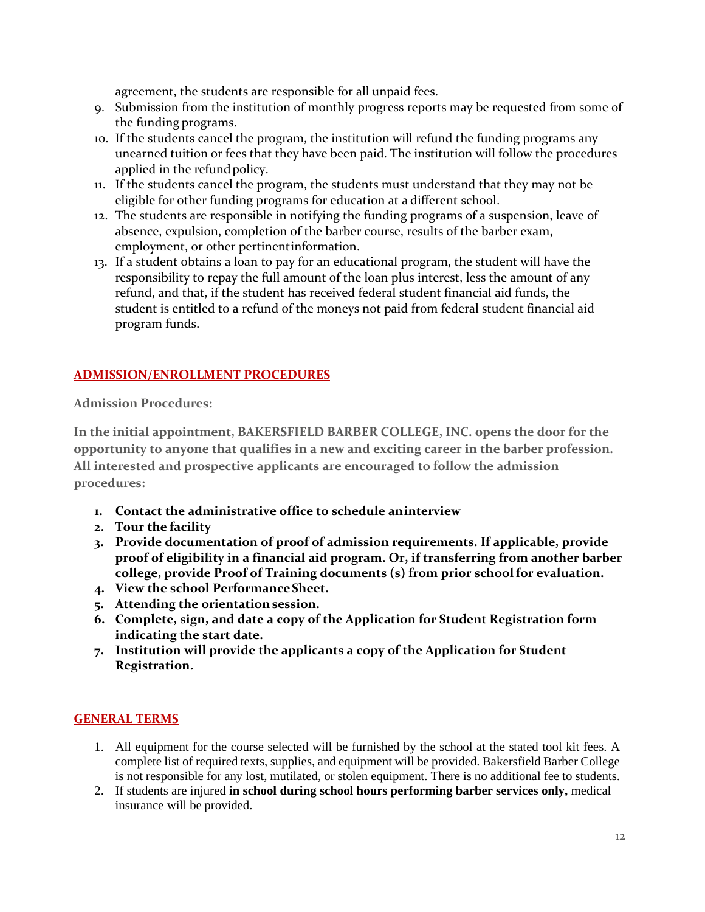agreement, the students are responsible for all unpaid fees.

9. Submission from the institution of monthly progress reports may be requested from some of the funding programs.
10. If the students cancel the program, the institution will refund the funding programs any unearned tuition or fees that they have been paid. The institution will follow the procedures applied in the refund policy.
11. If the students cancel the program, the students must understand that they may not be eligible for other funding programs for education at a different school.
12. The students are responsible in notifying the funding programs of a suspension, leave of absence, expulsion, completion of the barber course, results of the barber exam, employment, or other pertinent information.
13. If a student obtains a loan to pay for an educational program, the student will have the responsibility to repay the full amount of the loan plus interest, less the amount of any refund, and that, if the student has received federal student financial aid funds, the student is entitled to a refund of the moneys not paid from federal student financial aid program funds.

## ADMISSION/ENROLLMENT PROCEDURES

**Admission Procedures:**

**In the initial appointment, BAKERSFIELD BARBER COLLEGE, INC. opens the door for the opportunity to anyone that qualifies in a new and exciting career in the barber profession. All interested and prospective applicants are encouraged to follow the admission procedures:**

1. **Contact the administrative office to schedule an interview**
2. **Tour the facility**
3. **Provide documentation of proof of admission requirements. If applicable, provide proof of eligibility in a financial aid program. Or, if transferring from another barber college, provide Proof of Training documents (s) from prior school for evaluation.**
4. **View the school Performance Sheet.**
5. **Attending the orientation session.**
6. **Complete, sign, and date a copy of the Application for Student Registration form indicating the start date.**
7. **Institution will provide the applicants a copy of the Application for Student Registration.**

## GENERAL TERMS

1. All equipment for the course selected will be furnished by the school at the stated tool kit fees. A complete list of required texts, supplies, and equipment will be provided. Bakersfield Barber College is not responsible for any lost, mutilated, or stolen equipment. There is no additional fee to students.
2. If students are injured **in school during school hours performing barber services only,** medical insurance will be provided.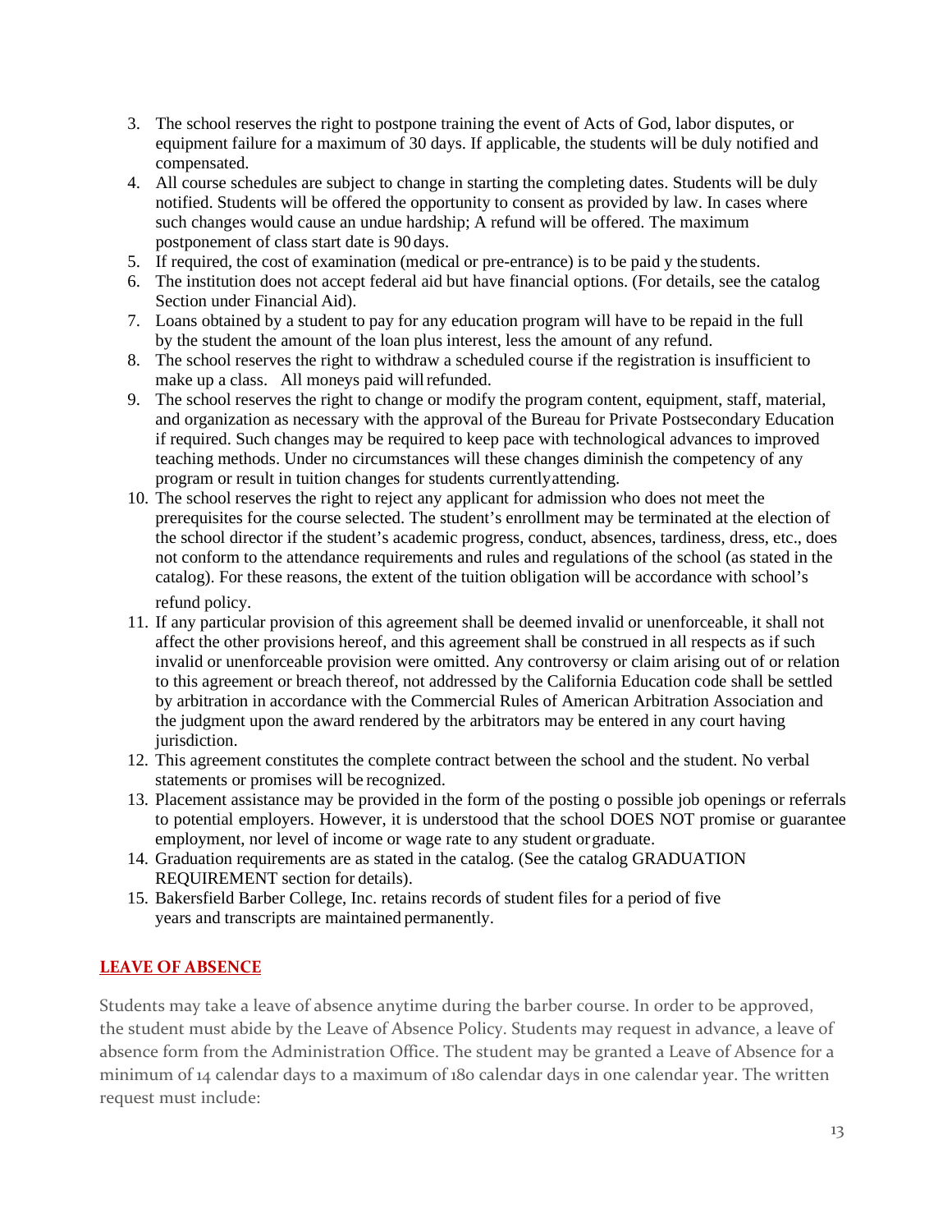3. The school reserves the right to postpone training the event of Acts of God, labor disputes, or equipment failure for a maximum of 30 days. If applicable, the students will be duly notified and compensated.
4. All course schedules are subject to change in starting the completing dates. Students will be duly notified. Students will be offered the opportunity to consent as provided by law. In cases where such changes would cause an undue hardship; A refund will be offered. The maximum postponement of class start date is 90 days.
5. If required, the cost of examination (medical or pre-entrance) is to be paid y the students.
6. The institution does not accept federal aid but have financial options. (For details, see the catalog Section under Financial Aid).
7. Loans obtained by a student to pay for any education program will have to be repaid in the full by the student the amount of the loan plus interest, less the amount of any refund.
8. The school reserves the right to withdraw a scheduled course if the registration is insufficient to make up a class. All moneys paid will refunded.
9. The school reserves the right to change or modify the program content, equipment, staff, material, and organization as necessary with the approval of the Bureau for Private Postsecondary Education if required. Such changes may be required to keep pace with technological advances to improved teaching methods. Under no circumstances will these changes diminish the competency of any program or result in tuition changes for students currently attending.
10. The school reserves the right to reject any applicant for admission who does not meet the prerequisites for the course selected. The student's enrollment may be terminated at the election of the school director if the student's academic progress, conduct, absences, tardiness, dress, etc., does not conform to the attendance requirements and rules and regulations of the school (as stated in the catalog). For these reasons, the extent of the tuition obligation will be accordance with school's refund policy.
11. If any particular provision of this agreement shall be deemed invalid or unenforceable, it shall not affect the other provisions hereof, and this agreement shall be construed in all respects as if such invalid or unenforceable provision were omitted. Any controversy or claim arising out of or relation to this agreement or breach thereof, not addressed by the California Education code shall be settled by arbitration in accordance with the Commercial Rules of American Arbitration Association and the judgment upon the award rendered by the arbitrators may be entered in any court having jurisdiction.
12. This agreement constitutes the complete contract between the school and the student. No verbal statements or promises will be recognized.
13. Placement assistance may be provided in the form of the posting o possible job openings or referrals to potential employers. However, it is understood that the school DOES NOT promise or guarantee employment, nor level of income or wage rate to any student or graduate.
14. Graduation requirements are as stated in the catalog. (See the catalog GRADUATION REQUIREMENT section for details).
15. Bakersfield Barber College, Inc. retains records of student files for a period of five years and transcripts are maintained permanently.

## LEAVE OF ABSENCE

Students may take a leave of absence anytime during the barber course. In order to be approved, the student must abide by the Leave of Absence Policy. Students may request in advance, a leave of absence form from the Administration Office. The student may be granted a Leave of Absence for a minimum of 14 calendar days to a maximum of 180 calendar days in one calendar year. The written request must include: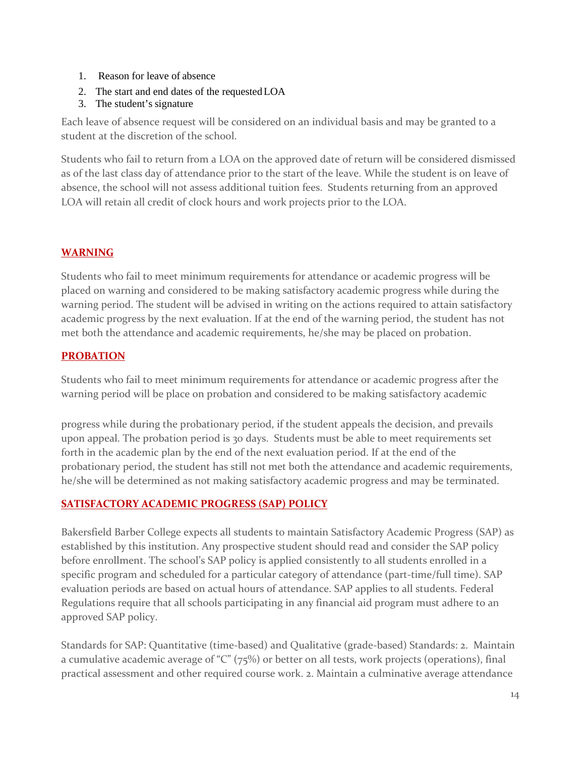1. Reason for leave of absence
2. The start and end dates of the requested LOA
3. The student's signature

Each leave of absence request will be considered on an individual basis and may be granted to a student at the discretion of the school.

Students who fail to return from a LOA on the approved date of return will be considered dismissed as of the last class day of attendance prior to the start of the leave. While the student is on leave of absence, the school will not assess additional tuition fees. Students returning from an approved LOA will retain all credit of clock hours and work projects prior to the LOA.

## WARNING

Students who fail to meet minimum requirements for attendance or academic progress will be placed on warning and considered to be making satisfactory academic progress while during the warning period. The student will be advised in writing on the actions required to attain satisfactory academic progress by the next evaluation. If at the end of the warning period, the student has not met both the attendance and academic requirements, he/she may be placed on probation.

## PROBATION

Students who fail to meet minimum requirements for attendance or academic progress after the warning period will be place on probation and considered to be making satisfactory academic progress while during the probationary period, if the student appeals the decision, and prevails upon appeal. The probation period is 30 days. Students must be able to meet requirements set forth in the academic plan by the end of the next evaluation period. If at the end of the probationary period, the student has still not met both the attendance and academic requirements, he/she will be determined as not making satisfactory academic progress and may be terminated.

## SATISFACTORY ACADEMIC PROGRESS (SAP) POLICY

Bakersfield Barber College expects all students to maintain Satisfactory Academic Progress (SAP) as established by this institution. Any prospective student should read and consider the SAP policy before enrollment. The school's SAP policy is applied consistently to all students enrolled in a specific program and scheduled for a particular category of attendance (part-time/full time). SAP evaluation periods are based on actual hours of attendance. SAP applies to all students. Federal Regulations require that all schools participating in any financial aid program must adhere to an approved SAP policy.

Standards for SAP: Quantitative (time-based) and Qualitative (grade-based) Standards: 2. Maintain a cumulative academic average of "C" (75%) or better on all tests, work projects (operations), final practical assessment and other required course work. 2. Maintain a culminative average attendance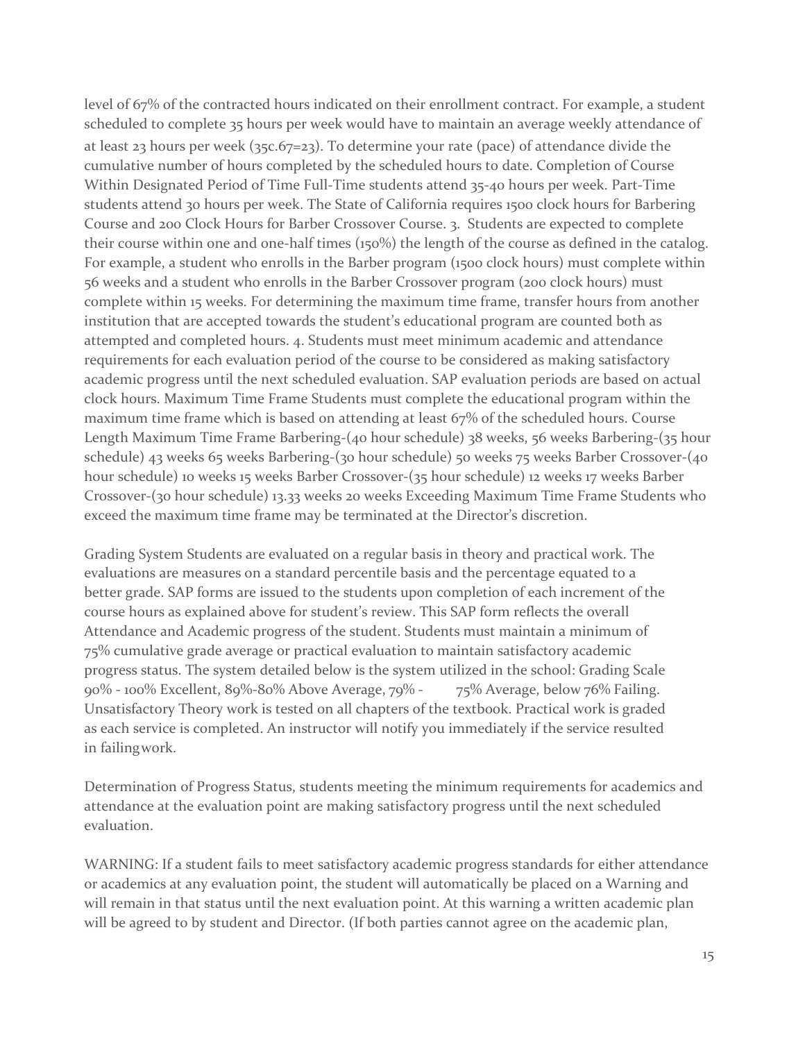level of 67% of the contracted hours indicated on their enrollment contract. For example, a student scheduled to complete 35 hours per week would have to maintain an average weekly attendance of at least 23 hours per week (35c.67=23). To determine your rate (pace) of attendance divide the cumulative number of hours completed by the scheduled hours to date. Completion of Course Within Designated Period of Time Full-Time students attend 35-40 hours per week. Part-Time students attend 30 hours per week. The State of California requires 1500 clock hours for Barbering Course and 200 Clock Hours for Barber Crossover Course. 3. Students are expected to complete their course within one and one-half times (150%) the length of the course as defined in the catalog. For example, a student who enrolls in the Barber program (1500 clock hours) must complete within 56 weeks and a student who enrolls in the Barber Crossover program (200 clock hours) must complete within 15 weeks. For determining the maximum time frame, transfer hours from another institution that are accepted towards the student's educational program are counted both as attempted and completed hours. 4. Students must meet minimum academic and attendance requirements for each evaluation period of the course to be considered as making satisfactory academic progress until the next scheduled evaluation. SAP evaluation periods are based on actual clock hours. Maximum Time Frame Students must complete the educational program within the maximum time frame which is based on attending at least 67% of the scheduled hours. Course Length Maximum Time Frame Barbering-(40 hour schedule) 38 weeks, 56 weeks Barbering-(35 hour schedule) 43 weeks 65 weeks Barbering-(30 hour schedule) 50 weeks 75 weeks Barber Crossover-(40 hour schedule) 10 weeks 15 weeks Barber Crossover-(35 hour schedule) 12 weeks 17 weeks Barber Crossover-(30 hour schedule) 13.33 weeks 20 weeks Exceeding Maximum Time Frame Students who exceed the maximum time frame may be terminated at the Director's discretion.

Grading System Students are evaluated on a regular basis in theory and practical work. The evaluations are measures on a standard percentile basis and the percentage equated to a better grade. SAP forms are issued to the students upon completion of each increment of the course hours as explained above for student's review. This SAP form reflects the overall Attendance and Academic progress of the student. Students must maintain a minimum of 75% cumulative grade average or practical evaluation to maintain satisfactory academic progress status. The system detailed below is the system utilized in the school: Grading Scale 90% - 100% Excellent, 89%-80% Above Average, 79% - 75% Average, below 76% Failing. Unsatisfactory Theory work is tested on all chapters of the textbook. Practical work is graded as each service is completed. An instructor will notify you immediately if the service resulted in failingwork.

Determination of Progress Status, students meeting the minimum requirements for academics and attendance at the evaluation point are making satisfactory progress until the next scheduled evaluation.

WARNING: If a student fails to meet satisfactory academic progress standards for either attendance or academics at any evaluation point, the student will automatically be placed on a Warning and will remain in that status until the next evaluation point. At this warning a written academic plan will be agreed to by student and Director. (If both parties cannot agree on the academic plan,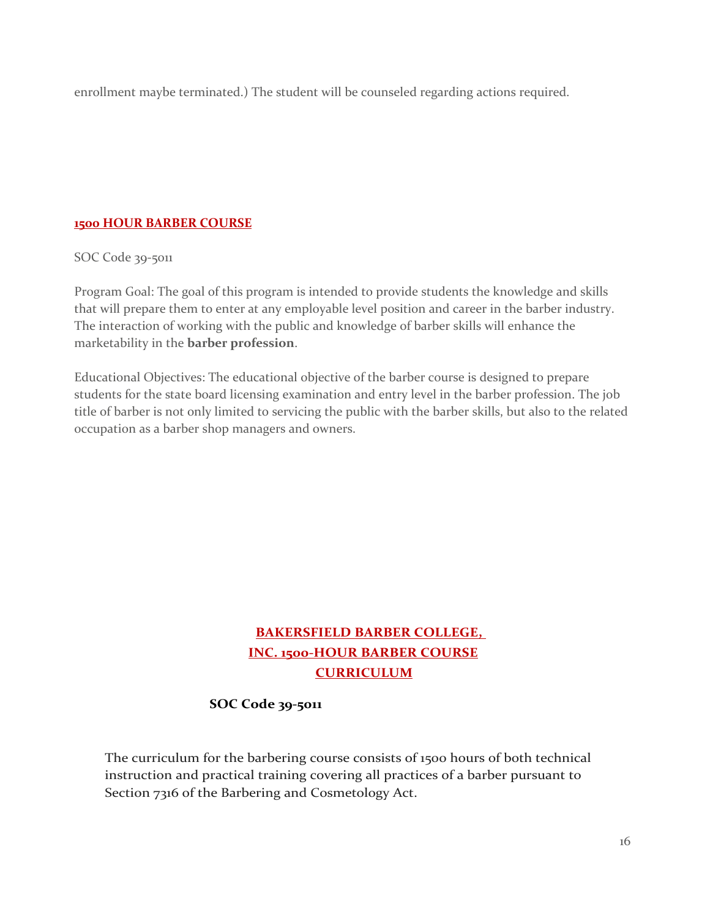enrollment maybe terminated.) The student will be counseled regarding actions required.

## 1500 HOUR BARBER COURSE

SOC Code 39-5011

Program Goal: The goal of this program is intended to provide students the knowledge and skills that will prepare them to enter at any employable level position and career in the barber industry. The interaction of working with the public and knowledge of barber skills will enhance the marketability in the **barber profession**.

Educational Objectives: The educational objective of the barber course is designed to prepare students for the state board licensing examination and entry level in the barber profession. The job title of barber is not only limited to servicing the public with the barber skills, but also to the related occupation as a barber shop managers and owners.

## BAKERSFIELD BARBER COLLEGE, INC. 1500-HOUR BARBER COURSE CURRICULUM

**SOC Code 39-5011**

The curriculum for the barbering course consists of 1500 hours of both technical instruction and practical training covering all practices of a barber pursuant to Section 7316 of the Barbering and Cosmetology Act.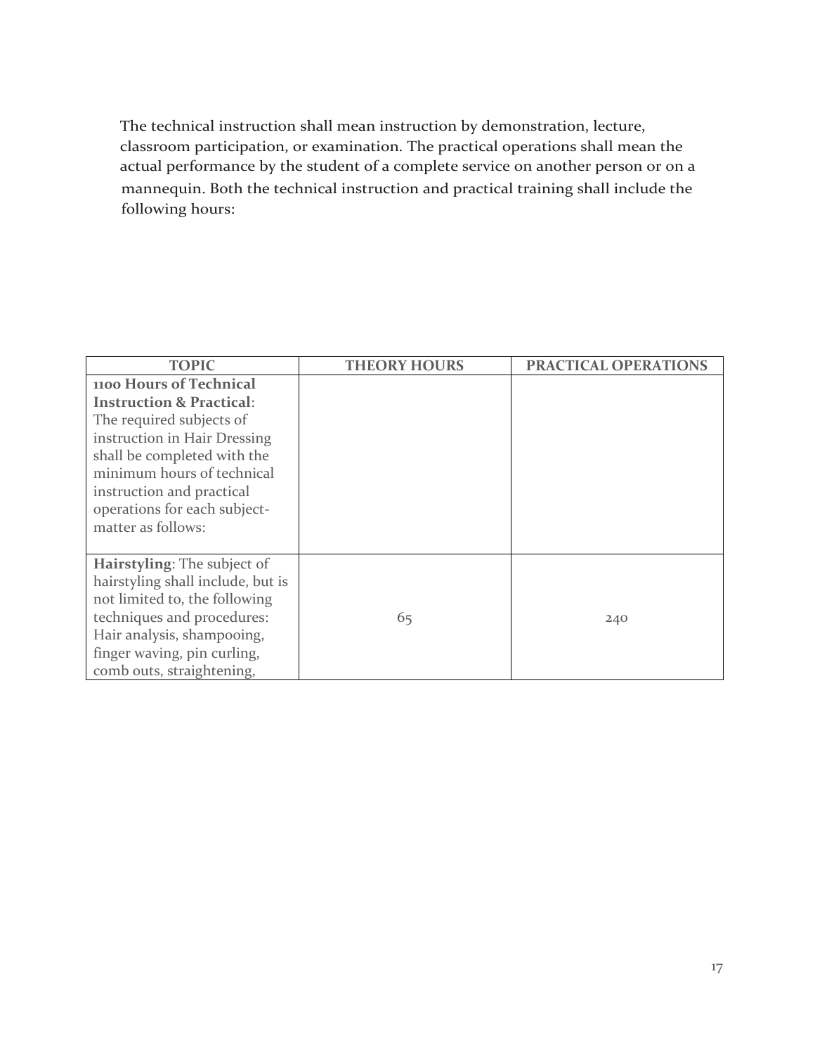The technical instruction shall mean instruction by demonstration, lecture, classroom participation, or examination. The practical operations shall mean the actual performance by the student of a complete service on another person or on a mannequin. Both the technical instruction and practical training shall include the following hours:

| TOPIC | THEORY HOURS | PRACTICAL OPERATIONS |
|---|---|---|
| **1100 Hours of Technical Instruction & Practical**: The required subjects of instruction in Hair Dressing shall be completed with the minimum hours of technical instruction and practical operations for each subject-matter as follows: | | |
| **Hairstyling**: The subject of hairstyling shall include, but is not limited to, the following techniques and procedures: Hair analysis, shampooing, finger waving, pin curling, comb outs, straightening, | 65 | 240 |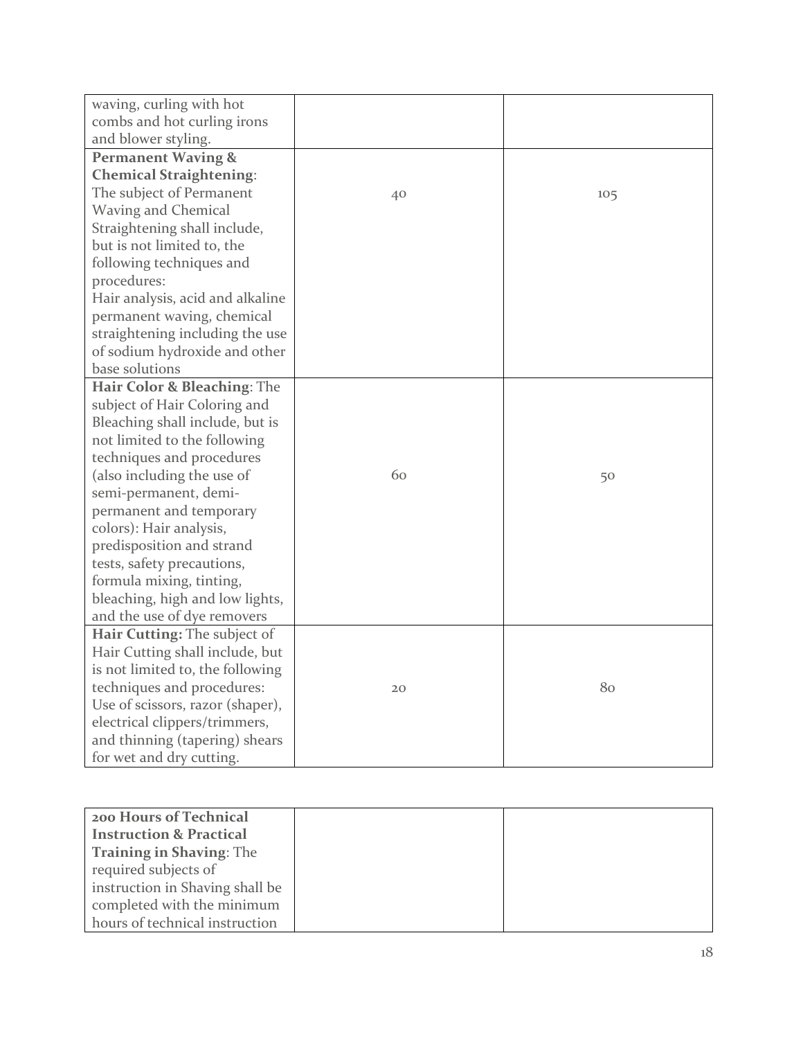| | | |
|---|---|---|
| waving, curling with hot combs and hot curling irons and blower styling. | | |
| **Permanent Waving & Chemical Straightening**: The subject of Permanent Waving and Chemical Straightening shall include, but is not limited to, the following techniques and procedures: Hair analysis, acid and alkaline permanent waving, chemical straightening including the use of sodium hydroxide and other base solutions | 40 | 105 |
| **Hair Color & Bleaching**: The subject of Hair Coloring and Bleaching shall include, but is not limited to the following techniques and procedures (also including the use of semi-permanent, demi-permanent and temporary colors): Hair analysis, predisposition and strand tests, safety precautions, formula mixing, tinting, bleaching, high and low lights, and the use of dye removers | 60 | 50 |
| **Hair Cutting:** The subject of Hair Cutting shall include, but is not limited to, the following techniques and procedures: Use of scissors, razor (shaper), electrical clippers/trimmers, and thinning (tapering) shears for wet and dry cutting. | 20 | 80 |

| | | |
|---|---|---|
| **200 Hours of Technical Instruction & Practical Training in Shaving**: The required subjects of instruction in Shaving shall be completed with the minimum hours of technical instruction | | |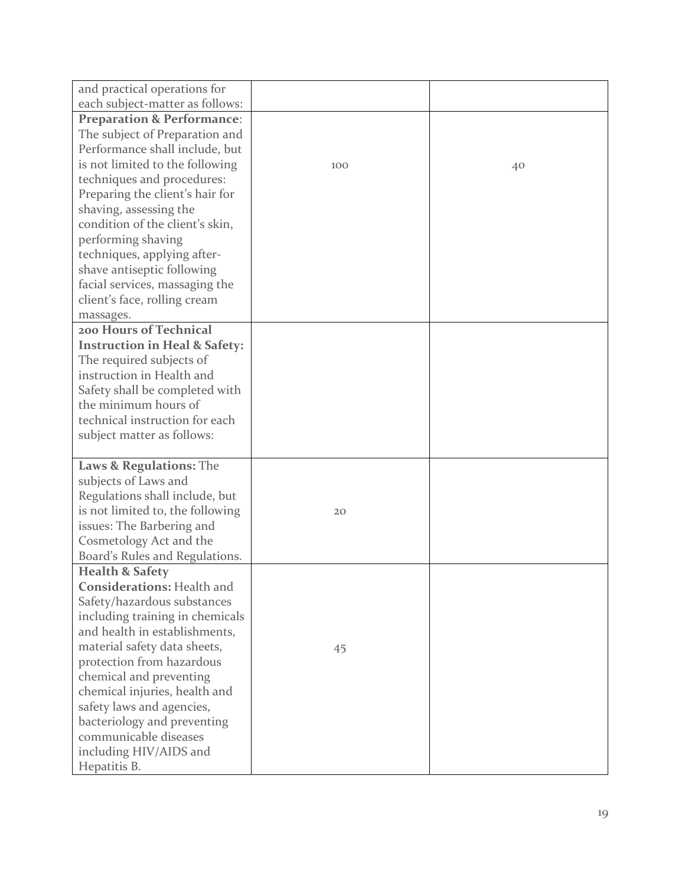| | | |
|---|---|---|
| and practical operations for each subject-matter as follows: | | |
| **Preparation & Performance**: The subject of Preparation and Performance shall include, but is not limited to the following techniques and procedures: Preparing the client's hair for shaving, assessing the condition of the client's skin, performing shaving techniques, applying after-shave antiseptic following facial services, massaging the client's face, rolling cream massages. | 100 | 40 |
| **200 Hours of Technical Instruction in Heal & Safety:** The required subjects of instruction in Health and Safety shall be completed with the minimum hours of technical instruction for each subject matter as follows: | | |
| **Laws & Regulations:** The subjects of Laws and Regulations shall include, but is not limited to, the following issues: The Barbering and Cosmetology Act and the Board's Rules and Regulations. | 20 | |
| **Health & Safety Considerations:** Health and Safety/hazardous substances including training in chemicals and health in establishments, material safety data sheets, protection from hazardous chemical and preventing chemical injuries, health and safety laws and agencies, bacteriology and preventing communicable diseases including HIV/AIDS and Hepatitis B. | 45 | |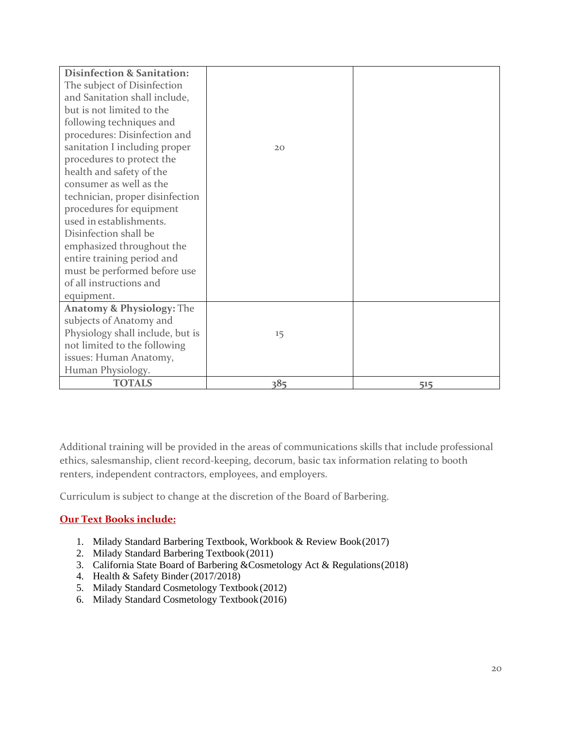| | | |
|---|---|---|
| **Disinfection & Sanitation:** The subject of Disinfection and Sanitation shall include, but is not limited to the following techniques and procedures: Disinfection and sanitation I including proper procedures to protect the health and safety of the consumer as well as the technician, proper disinfection procedures for equipment used in establishments. Disinfection shall be emphasized throughout the entire training period and must be performed before use of all instructions and equipment. | 20 | |
| **Anatomy & Physiology:** The subjects of Anatomy and Physiology shall include, but is not limited to the following issues: Human Anatomy, Human Physiology. | 15 | |
| **TOTALS** | 385 | 515 |

Additional training will be provided in the areas of communications skills that include professional ethics, salesmanship, client record-keeping, decorum, basic tax information relating to booth renters, independent contractors, employees, and employers.

Curriculum is subject to change at the discretion of the Board of Barbering.

**Our Text Books include:**

1. Milady Standard Barbering Textbook, Workbook & Review Book (2017)
2. Milady Standard Barbering Textbook (2011)
3. California State Board of Barbering &Cosmetology Act & Regulations (2018)
4. Health & Safety Binder (2017/2018)
5. Milady Standard Cosmetology Textbook (2012)
6. Milady Standard Cosmetology Textbook (2016)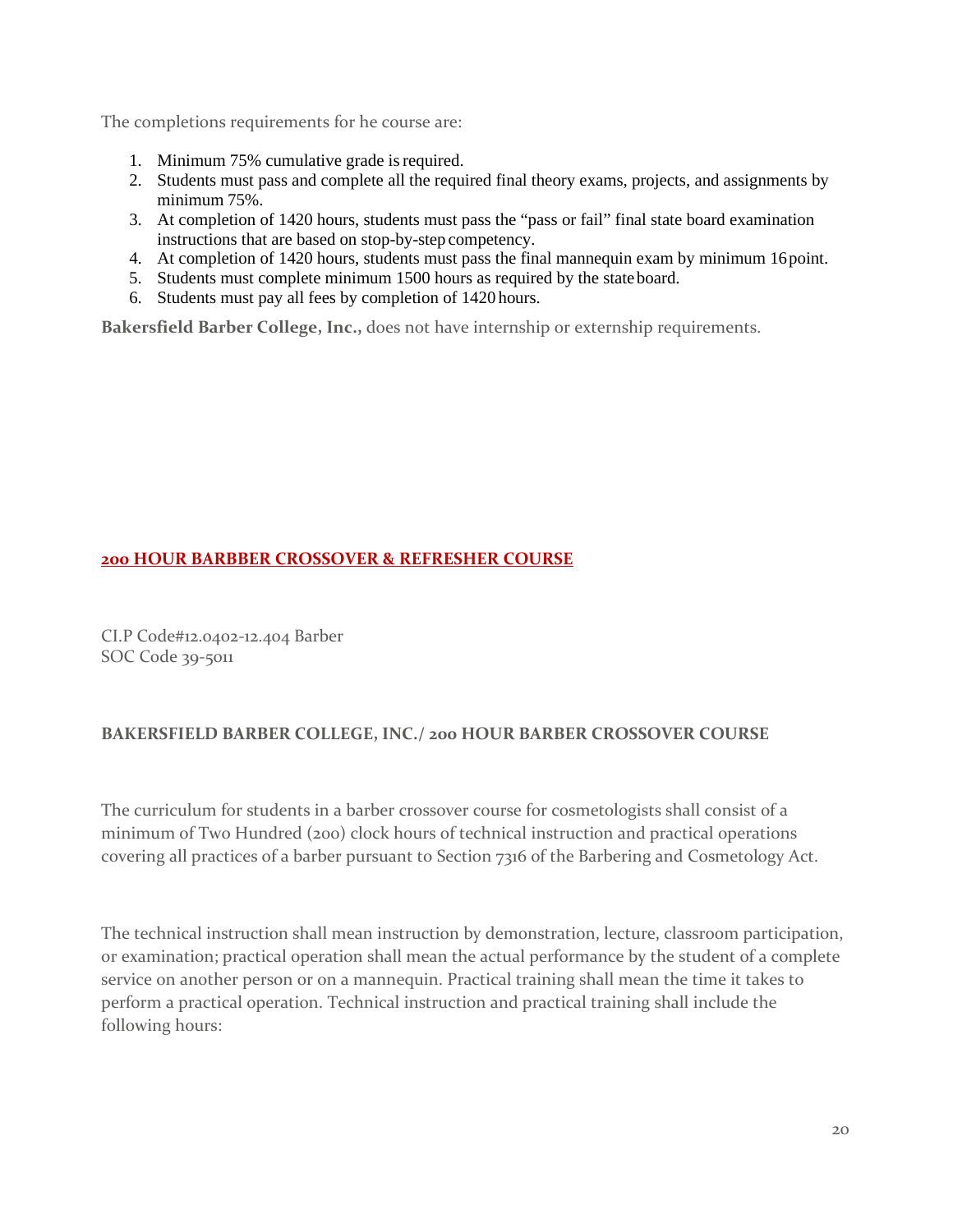The completions requirements for he course are:

1. Minimum 75% cumulative grade is required.
2. Students must pass and complete all the required final theory exams, projects, and assignments by minimum 75%.
3. At completion of 1420 hours, students must pass the "pass or fail" final state board examination instructions that are based on stop-by-step competency.
4. At completion of 1420 hours, students must pass the final mannequin exam by minimum 16 point.
5. Students must complete minimum 1500 hours as required by the state board.
6. Students must pay all fees by completion of 1420 hours.

**Bakersfield Barber College, Inc.,** does not have internship or externship requirements.

## 200 HOUR BARBBER CROSSOVER & REFRESHER COURSE

CI.P Code#12.0402-12.404 Barber
SOC Code 39-5011

**BAKERSFIELD BARBER COLLEGE, INC./ 200 HOUR BARBER CROSSOVER COURSE**

The curriculum for students in a barber crossover course for cosmetologists shall consist of a minimum of Two Hundred (200) clock hours of technical instruction and practical operations covering all practices of a barber pursuant to Section 7316 of the Barbering and Cosmetology Act.

The technical instruction shall mean instruction by demonstration, lecture, classroom participation, or examination; practical operation shall mean the actual performance by the student of a complete service on another person or on a mannequin. Practical training shall mean the time it takes to perform a practical operation. Technical instruction and practical training shall include the following hours: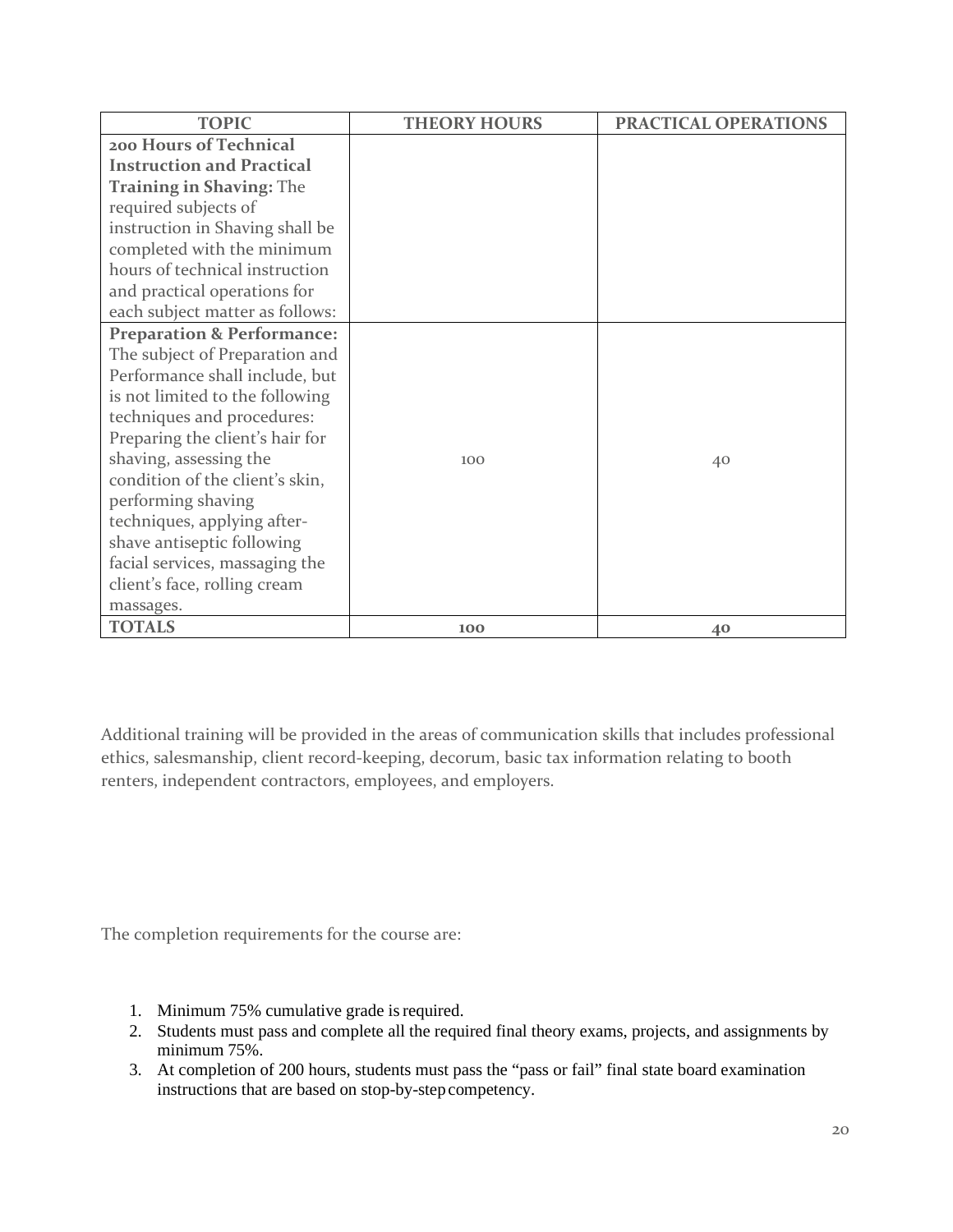| TOPIC | THEORY HOURS | PRACTICAL OPERATIONS |
|---|---|---|
| **200 Hours of Technical Instruction and Practical Training in Shaving:** The required subjects of instruction in Shaving shall be completed with the minimum hours of technical instruction and practical operations for each subject matter as follows: | | |
| **Preparation & Performance:** The subject of Preparation and Performance shall include, but is not limited to the following techniques and procedures: Preparing the client's hair for shaving, assessing the condition of the client's skin, performing shaving techniques, applying after-shave antiseptic following facial services, massaging the client's face, rolling cream massages. | 100 | 40 |
| **TOTALS** | **100** | **40** |

Additional training will be provided in the areas of communication skills that includes professional ethics, salesmanship, client record-keeping, decorum, basic tax information relating to booth renters, independent contractors, employees, and employers.

The completion requirements for the course are:

1. Minimum 75% cumulative grade is required.
2. Students must pass and complete all the required final theory exams, projects, and assignments by minimum 75%.
3. At completion of 200 hours, students must pass the "pass or fail" final state board examination instructions that are based on stop-by-step competency.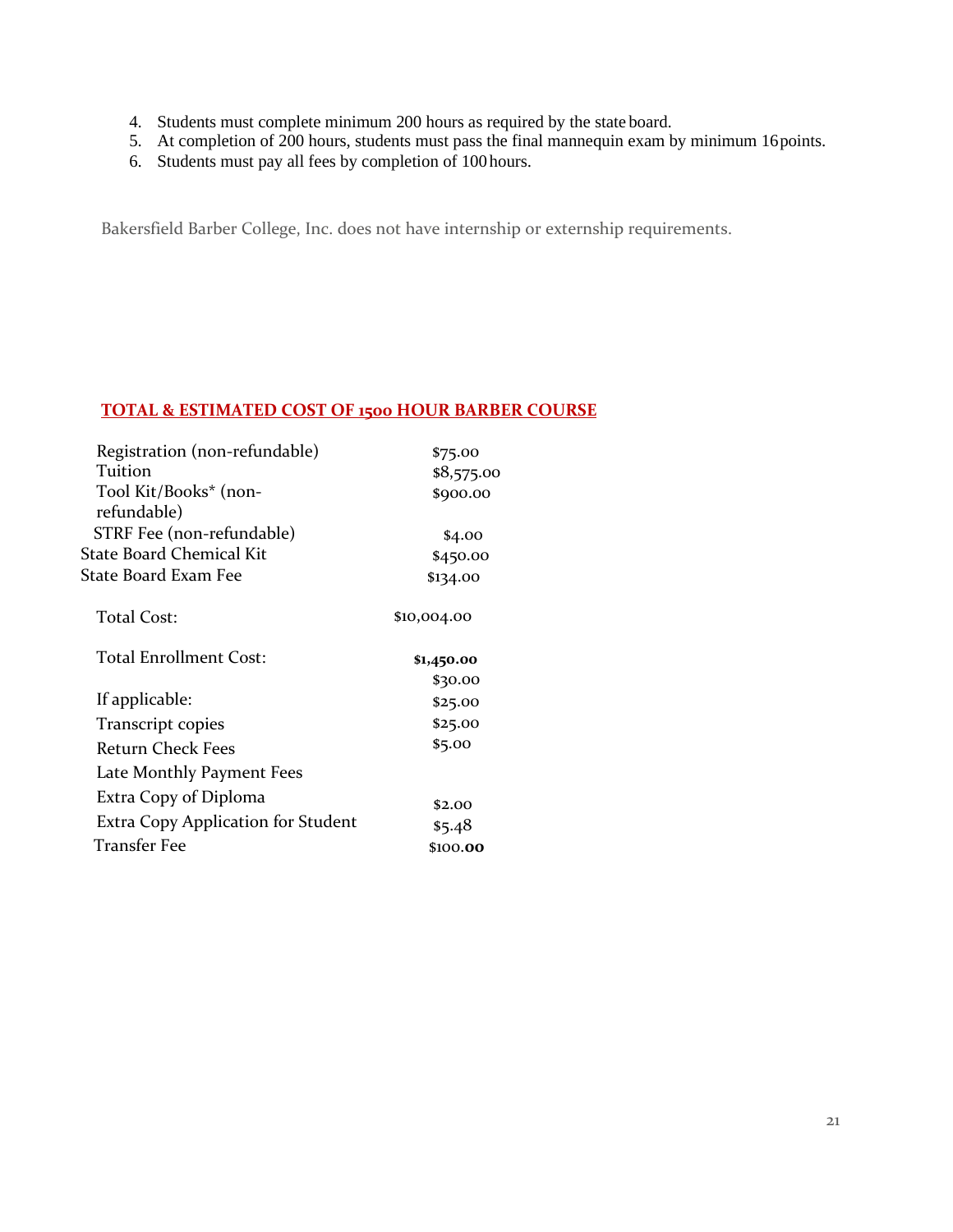4. Students must complete minimum 200 hours as required by the state board.
5. At completion of 200 hours, students must pass the final mannequin exam by minimum 16 points.
6. Students must pay all fees by completion of 100 hours.

Bakersfield Barber College, Inc. does not have internship or externship requirements.

## TOTAL & ESTIMATED COST OF 1500 HOUR BARBER COURSE

| Item | Cost |
|---|---|
| Registration (non-refundable) | $75.00 |
| Tuition | $8,575.00 |
| Tool Kit/Books* (non-refundable) | $900.00 |
| STRF Fee (non-refundable) | $4.00 |
| State Board Chemical Kit | $450.00 |
| State Board Exam Fee | $134.00 |
| Total Cost: | $10,004.00 |
| Total Enrollment Cost: | **$1,450.00** |
| | $30.00 |
| If applicable: | $25.00 |
| Transcript copies | $25.00 |
| Return Check Fees | $5.00 |
| Late Monthly Payment Fees | |
| Extra Copy of Diploma | $2.00 |
| Extra Copy Application for Student | $5.48 |
| Transfer Fee | $100.00 |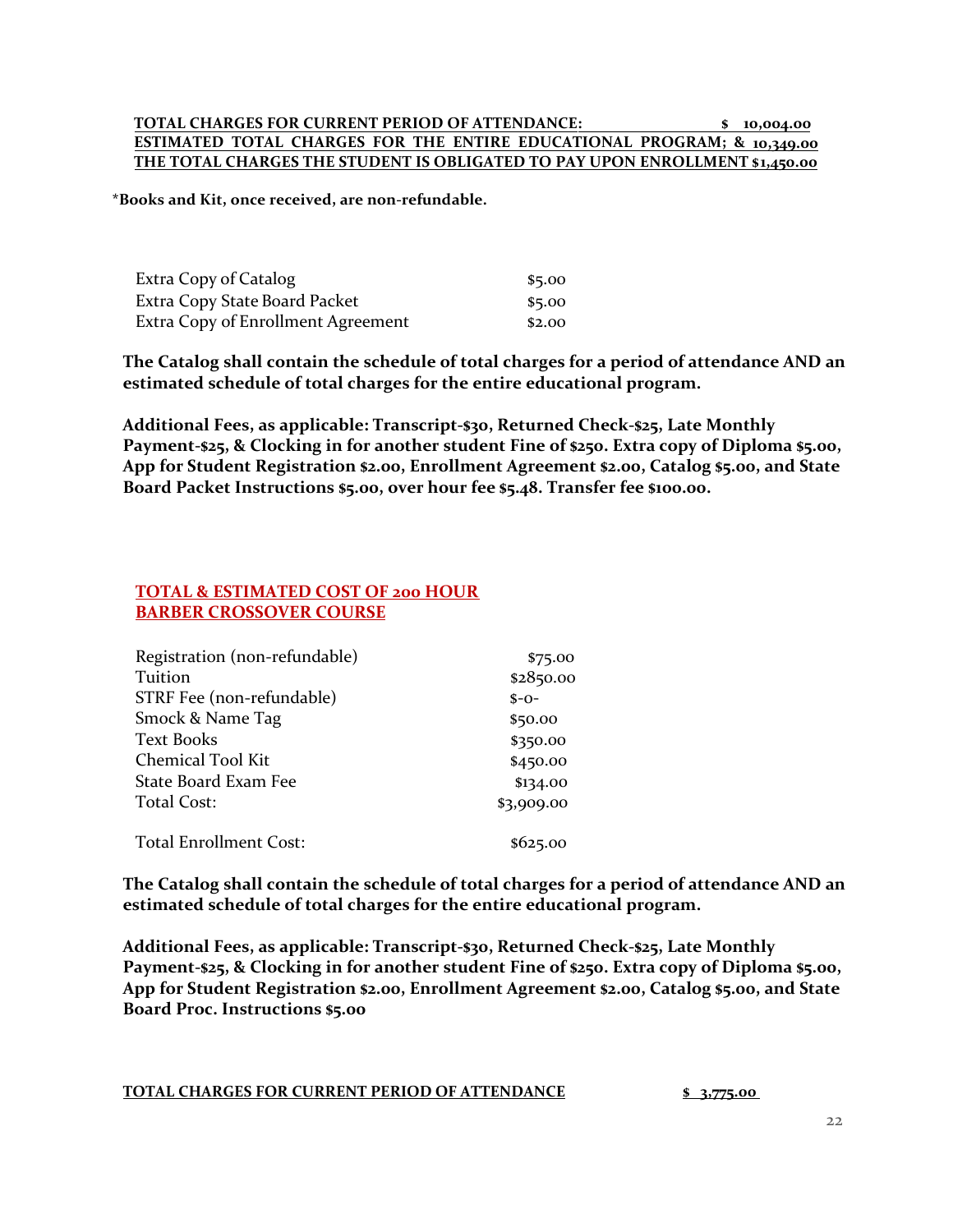**TOTAL CHARGES FOR CURRENT PERIOD OF ATTENDANCE: $ 10,004.00**
**ESTIMATED TOTAL CHARGES FOR THE ENTIRE EDUCATIONAL PROGRAM; & 10,349.00**
**THE TOTAL CHARGES THE STUDENT IS OBLIGATED TO PAY UPON ENROLLMENT $1,450.00**

***Books and Kit, once received, are non-refundable.**

| | |
|---|---|
| Extra Copy of Catalog | $5.00 |
| Extra Copy State Board Packet | $5.00 |
| Extra Copy of Enrollment Agreement | $2.00 |

**The Catalog shall contain the schedule of total charges for a period of attendance AND an estimated schedule of total charges for the entire educational program.**

**Additional Fees, as applicable: Transcript-$30, Returned Check-$25, Late Monthly Payment-$25, & Clocking in for another student Fine of $250. Extra copy of Diploma $5.00, App for Student Registration $2.00, Enrollment Agreement $2.00, Catalog $5.00, and State Board Packet Instructions $5.00, over hour fee $5.48. Transfer fee $100.00.**

## TOTAL & ESTIMATED COST OF 200 HOUR BARBER CROSSOVER COURSE

| | |
|---|---|
| Registration (non-refundable) | $75.00 |
| Tuition | $2850.00 |
| STRF Fee (non-refundable) | $-0- |
| Smock & Name Tag | $50.00 |
| Text Books | $350.00 |
| Chemical Tool Kit | $450.00 |
| State Board Exam Fee | $134.00 |
| Total Cost: | $3,909.00 |
| Total Enrollment Cost: | $625.00 |

**The Catalog shall contain the schedule of total charges for a period of attendance AND an estimated schedule of total charges for the entire educational program.**

**Additional Fees, as applicable: Transcript-$30, Returned Check-$25, Late Monthly Payment-$25, & Clocking in for another student Fine of $250. Extra copy of Diploma $5.00, App for Student Registration $2.00, Enrollment Agreement $2.00, Catalog $5.00, and State Board Proc. Instructions $5.00**

**TOTAL CHARGES FOR CURRENT PERIOD OF ATTENDANCE $ 3,775.00**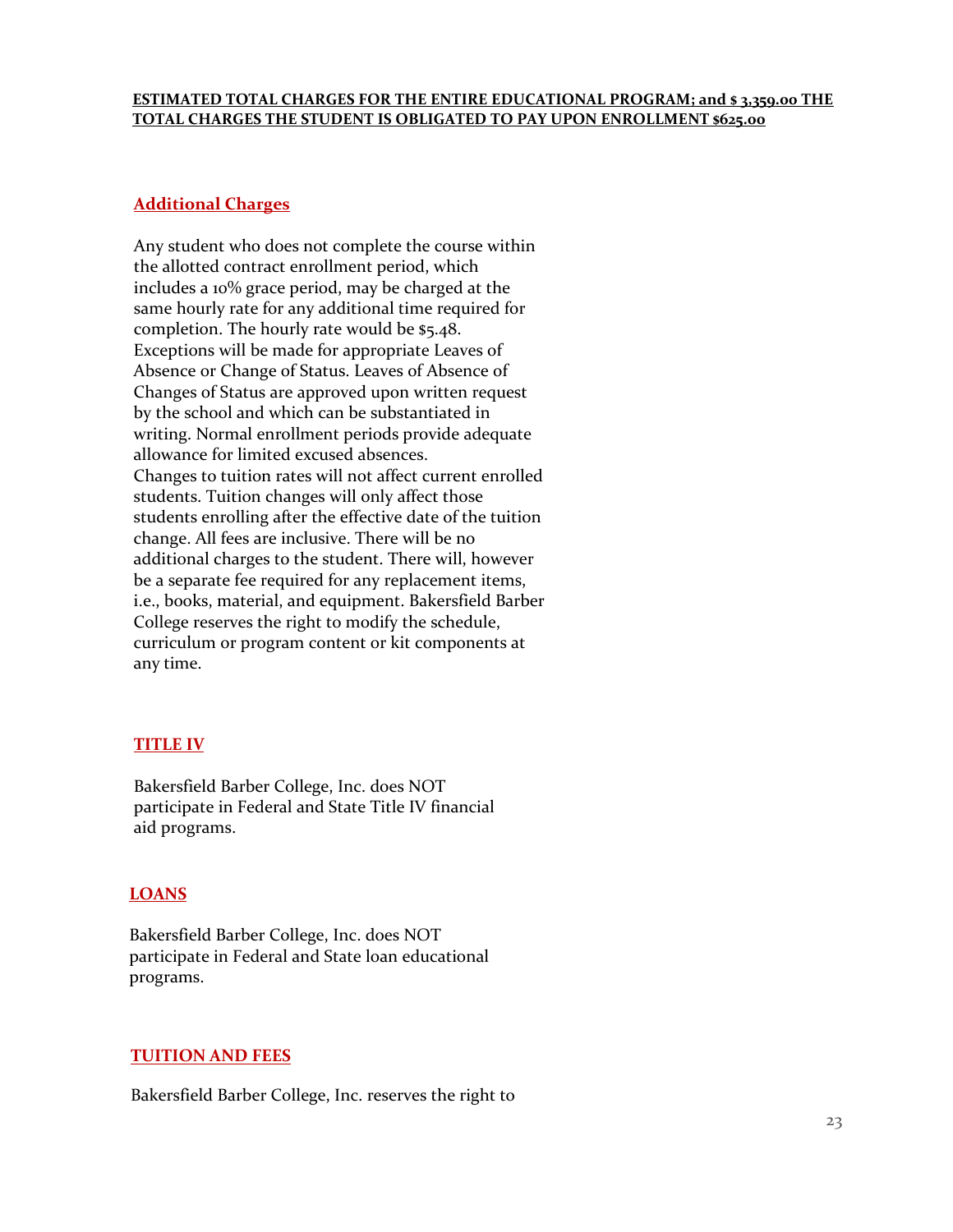**ESTIMATED TOTAL CHARGES FOR THE ENTIRE EDUCATIONAL PROGRAM; and $ 3,359.00 THE TOTAL CHARGES THE STUDENT IS OBLIGATED TO PAY UPON ENROLLMENT $625.00**

## Additional Charges

Any student who does not complete the course within the allotted contract enrollment period, which includes a 10% grace period, may be charged at the same hourly rate for any additional time required for completion. The hourly rate would be $5.48. Exceptions will be made for appropriate Leaves of Absence or Change of Status. Leaves of Absence of Changes of Status are approved upon written request by the school and which can be substantiated in writing. Normal enrollment periods provide adequate allowance for limited excused absences.
Changes to tuition rates will not affect current enrolled students. Tuition changes will only affect those students enrolling after the effective date of the tuition change. All fees are inclusive. There will be no additional charges to the student. There will, however be a separate fee required for any replacement items, i.e., books, material, and equipment. Bakersfield Barber College reserves the right to modify the schedule, curriculum or program content or kit components at any time.

## TITLE IV

Bakersfield Barber College, Inc. does NOT participate in Federal and State Title IV financial aid programs.

## LOANS

Bakersfield Barber College, Inc. does NOT participate in Federal and State loan educational programs.

## TUITION AND FEES

Bakersfield Barber College, Inc. reserves the right to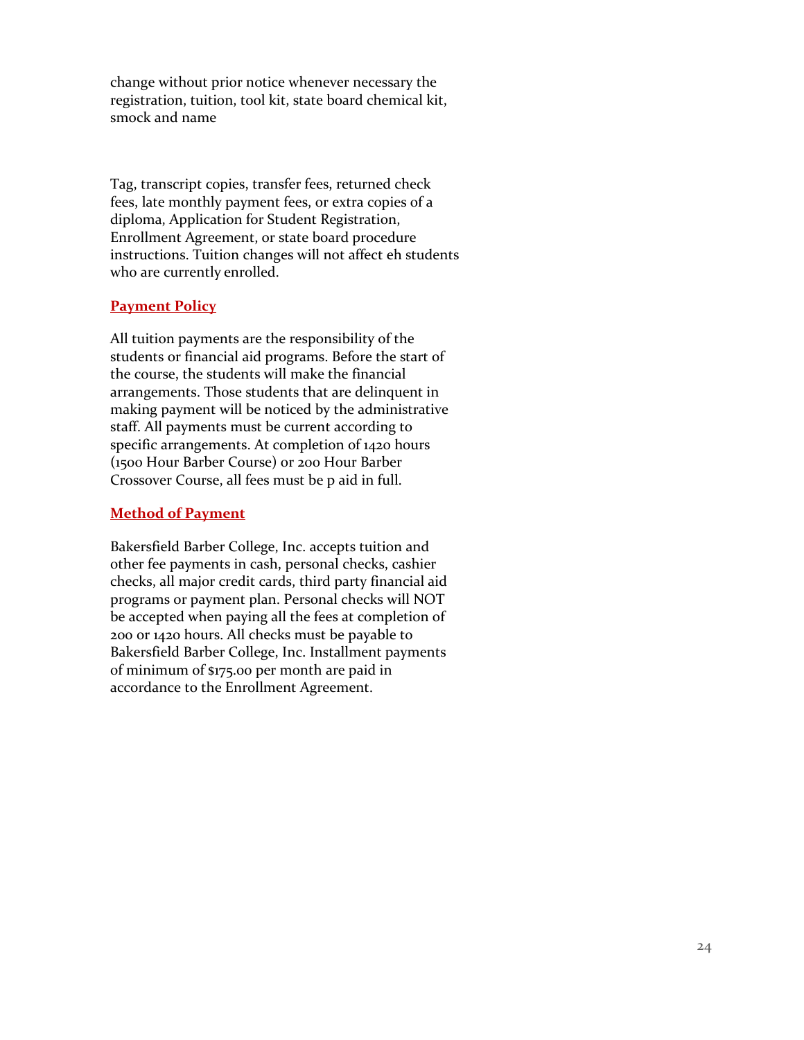change without prior notice whenever necessary the registration, tuition, tool kit, state board chemical kit, smock and name

Tag, transcript copies, transfer fees, returned check fees, late monthly payment fees, or extra copies of a diploma, Application for Student Registration, Enrollment Agreement, or state board procedure instructions. Tuition changes will not affect eh students who are currently enrolled.

## Payment Policy

All tuition payments are the responsibility of the students or financial aid programs. Before the start of the course, the students will make the financial arrangements. Those students that are delinquent in making payment will be noticed by the administrative staff. All payments must be current according to specific arrangements. At completion of 1420 hours (1500 Hour Barber Course) or 200 Hour Barber Crossover Course, all fees must be p aid in full.

## Method of Payment

Bakersfield Barber College, Inc. accepts tuition and other fee payments in cash, personal checks, cashier checks, all major credit cards, third party financial aid programs or payment plan. Personal checks will NOT be accepted when paying all the fees at completion of 200 or 1420 hours. All checks must be payable to Bakersfield Barber College, Inc. Installment payments of minimum of $175.00 per month are paid in accordance to the Enrollment Agreement.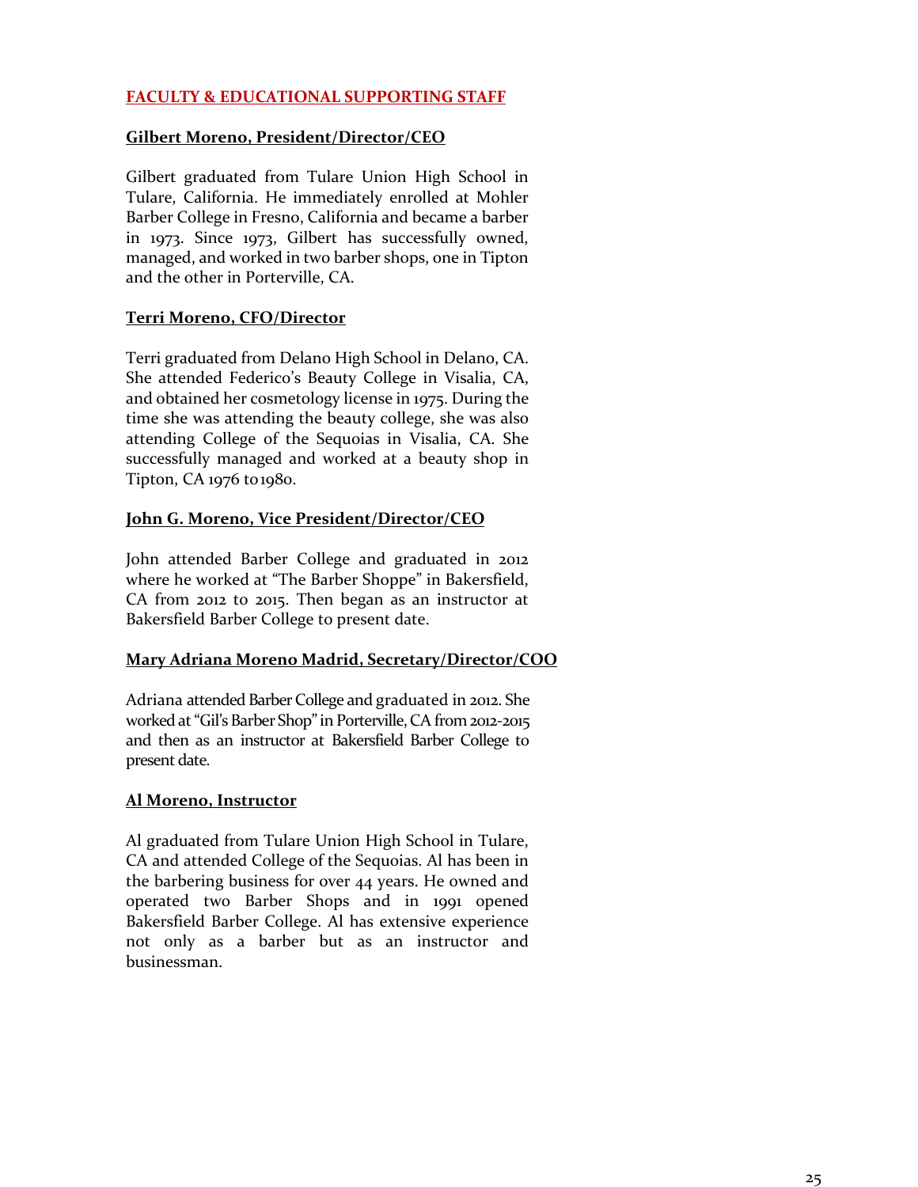## FACULTY & EDUCATIONAL SUPPORTING STAFF

### Gilbert Moreno, President/Director/CEO

Gilbert graduated from Tulare Union High School in Tulare, California. He immediately enrolled at Mohler Barber College in Fresno, California and became a barber in 1973. Since 1973, Gilbert has successfully owned, managed, and worked in two barber shops, one in Tipton and the other in Porterville, CA.

### Terri Moreno, CFO/Director

Terri graduated from Delano High School in Delano, CA. She attended Federico's Beauty College in Visalia, CA, and obtained her cosmetology license in 1975. During the time she was attending the beauty college, she was also attending College of the Sequoias in Visalia, CA. She successfully managed and worked at a beauty shop in Tipton, CA 1976 to 1980.

### John G. Moreno, Vice President/Director/CEO

John attended Barber College and graduated in 2012 where he worked at "The Barber Shoppe" in Bakersfield, CA from 2012 to 2015. Then began as an instructor at Bakersfield Barber College to present date.

### Mary Adriana Moreno Madrid, Secretary/Director/COO

Adriana attended Barber College and graduated in 2012. She worked at "Gil's Barber Shop" in Porterville, CA from 2012-2015 and then as an instructor at Bakersfield Barber College to present date.

### Al Moreno, Instructor

Al graduated from Tulare Union High School in Tulare, CA and attended College of the Sequoias. Al has been in the barbering business for over 44 years. He owned and operated two Barber Shops and in 1991 opened Bakersfield Barber College. Al has extensive experience not only as a barber but as an instructor and businessman.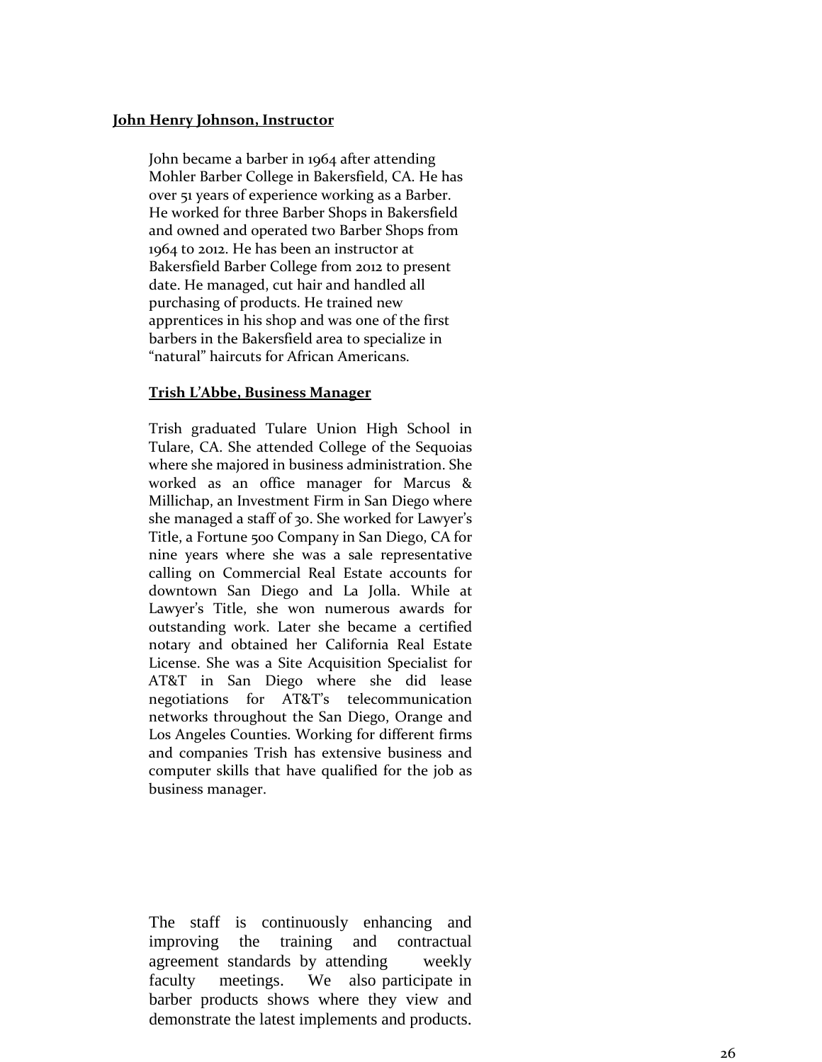**John Henry Johnson, Instructor**

John became a barber in 1964 after attending Mohler Barber College in Bakersfield, CA. He has over 51 years of experience working as a Barber. He worked for three Barber Shops in Bakersfield and owned and operated two Barber Shops from 1964 to 2012. He has been an instructor at Bakersfield Barber College from 2012 to present date. He managed, cut hair and handled all purchasing of products. He trained new apprentices in his shop and was one of the first barbers in the Bakersfield area to specialize in "natural" haircuts for African Americans.

**Trish L'Abbe, Business Manager**

Trish graduated Tulare Union High School in Tulare, CA. She attended College of the Sequoias where she majored in business administration. She worked as an office manager for Marcus & Millichap, an Investment Firm in San Diego where she managed a staff of 30. She worked for Lawyer's Title, a Fortune 500 Company in San Diego, CA for nine years where she was a sale representative calling on Commercial Real Estate accounts for downtown San Diego and La Jolla. While at Lawyer's Title, she won numerous awards for outstanding work. Later she became a certified notary and obtained her California Real Estate License. She was a Site Acquisition Specialist for AT&T in San Diego where she did lease negotiations for AT&T's telecommunication networks throughout the San Diego, Orange and Los Angeles Counties. Working for different firms and companies Trish has extensive business and computer skills that have qualified for the job as business manager.

The staff is continuously enhancing and improving the training and contractual agreement standards by attending weekly faculty meetings. We also participate in barber products shows where they view and demonstrate the latest implements and products.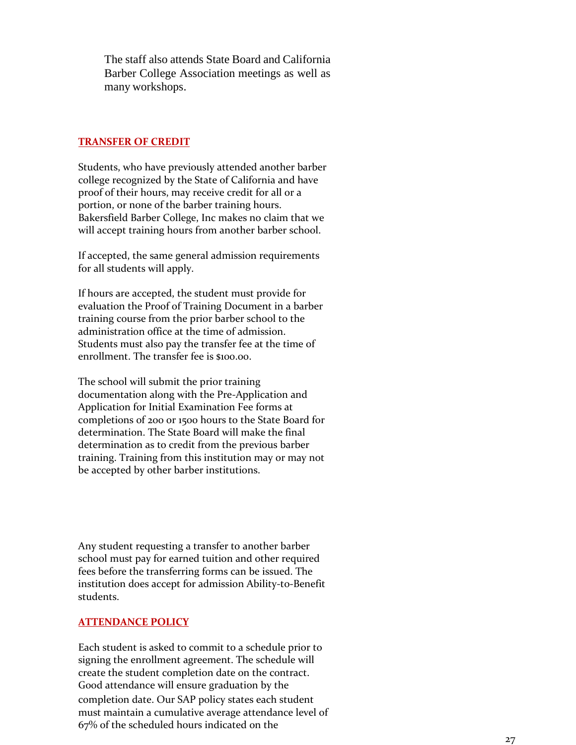The staff also attends State Board and California Barber College Association meetings as well as many workshops.

## TRANSFER OF CREDIT

Students, who have previously attended another barber college recognized by the State of California and have proof of their hours, may receive credit for all or a portion, or none of the barber training hours. Bakersfield Barber College, Inc makes no claim that we will accept training hours from another barber school.

If accepted, the same general admission requirements for all students will apply.

If hours are accepted, the student must provide for evaluation the Proof of Training Document in a barber training course from the prior barber school to the administration office at the time of admission. Students must also pay the transfer fee at the time of enrollment. The transfer fee is $100.00.

The school will submit the prior training documentation along with the Pre-Application and Application for Initial Examination Fee forms at completions of 200 or 1500 hours to the State Board for determination. The State Board will make the final determination as to credit from the previous barber training. Training from this institution may or may not be accepted by other barber institutions.

Any student requesting a transfer to another barber school must pay for earned tuition and other required fees before the transferring forms can be issued. The institution does accept for admission Ability-to-Benefit students.

## ATTENDANCE POLICY

Each student is asked to commit to a schedule prior to signing the enrollment agreement. The schedule will create the student completion date on the contract. Good attendance will ensure graduation by the completion date. Our SAP policy states each student must maintain a cumulative average attendance level of 67% of the scheduled hours indicated on the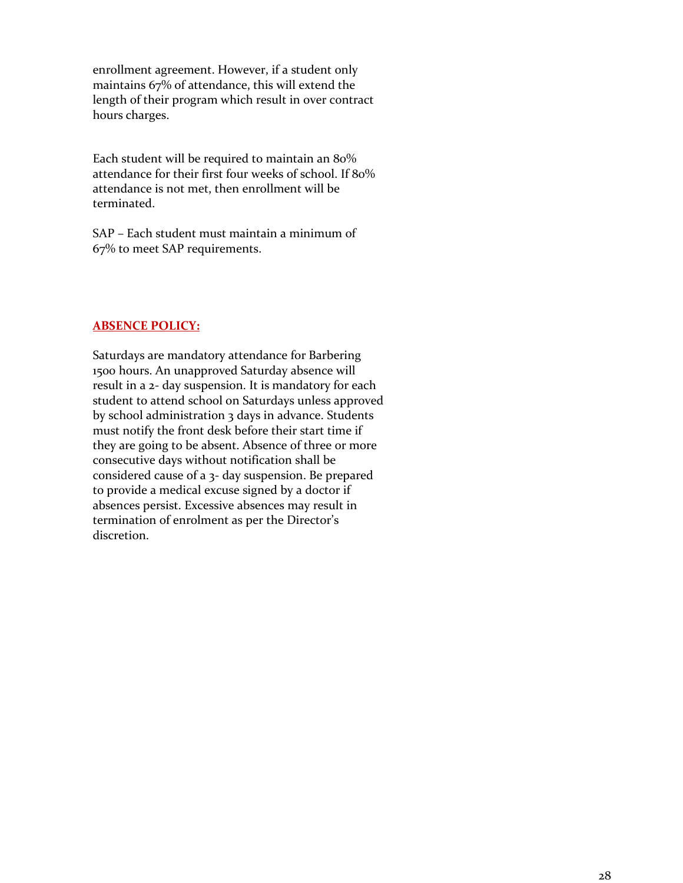enrollment agreement. However, if a student only maintains 67% of attendance, this will extend the length of their program which result in over contract hours charges.

Each student will be required to maintain an 80% attendance for their first four weeks of school. If 80% attendance is not met, then enrollment will be terminated.

SAP – Each student must maintain a minimum of 67% to meet SAP requirements.

## ABSENCE POLICY:

Saturdays are mandatory attendance for Barbering 1500 hours. An unapproved Saturday absence will result in a 2- day suspension. It is mandatory for each student to attend school on Saturdays unless approved by school administration 3 days in advance. Students must notify the front desk before their start time if they are going to be absent. Absence of three or more consecutive days without notification shall be considered cause of a 3- day suspension. Be prepared to provide a medical excuse signed by a doctor if absences persist. Excessive absences may result in termination of enrolment as per the Director's discretion.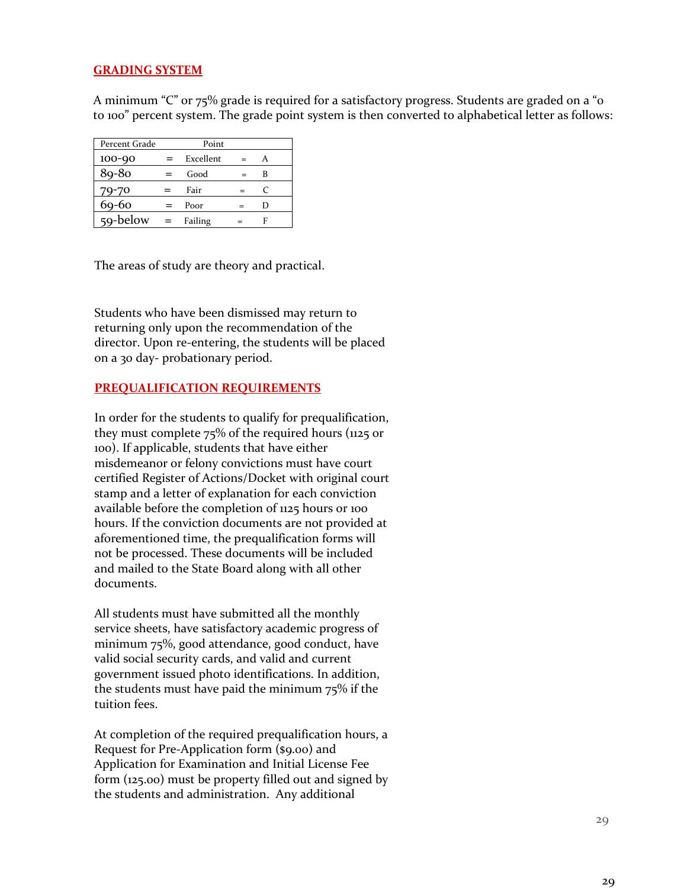## GRADING SYSTEM

A minimum "C" or 75% grade is required for a satisfactory progress. Students are graded on a "0 to 100" percent system. The grade point system is then converted to alphabetical letter as follows:

| Percent Grade | | Point | | |
|---|---|---|---|---|
| 100-90 | = | Excellent | = | A |
| 89-80 | = | Good | = | B |
| 79-70 | = | Fair | = | C |
| 69-60 | = | Poor | = | D |
| 59-below | = | Failing | = | F |

The areas of study are theory and practical.

Students who have been dismissed may return to returning only upon the recommendation of the director. Upon re-entering, the students will be placed on a 30 day- probationary period.

## PREQUALIFICATION REQUIREMENTS

In order for the students to qualify for prequalification, they must complete 75% of the required hours (1125 or 100). If applicable, students that have either misdemeanor or felony convictions must have court certified Register of Actions/Docket with original court stamp and a letter of explanation for each conviction available before the completion of 1125 hours or 100 hours. If the conviction documents are not provided at aforementioned time, the prequalification forms will not be processed. These documents will be included and mailed to the State Board along with all other documents.

All students must have submitted all the monthly service sheets, have satisfactory academic progress of minimum 75%, good attendance, good conduct, have valid social security cards, and valid and current government issued photo identifications. In addition, the students must have paid the minimum 75% if the tuition fees.

At completion of the required prequalification hours, a Request for Pre-Application form ($9.00) and Application for Examination and Initial License Fee form (125.00) must be property filled out and signed by the students and administration. Any additional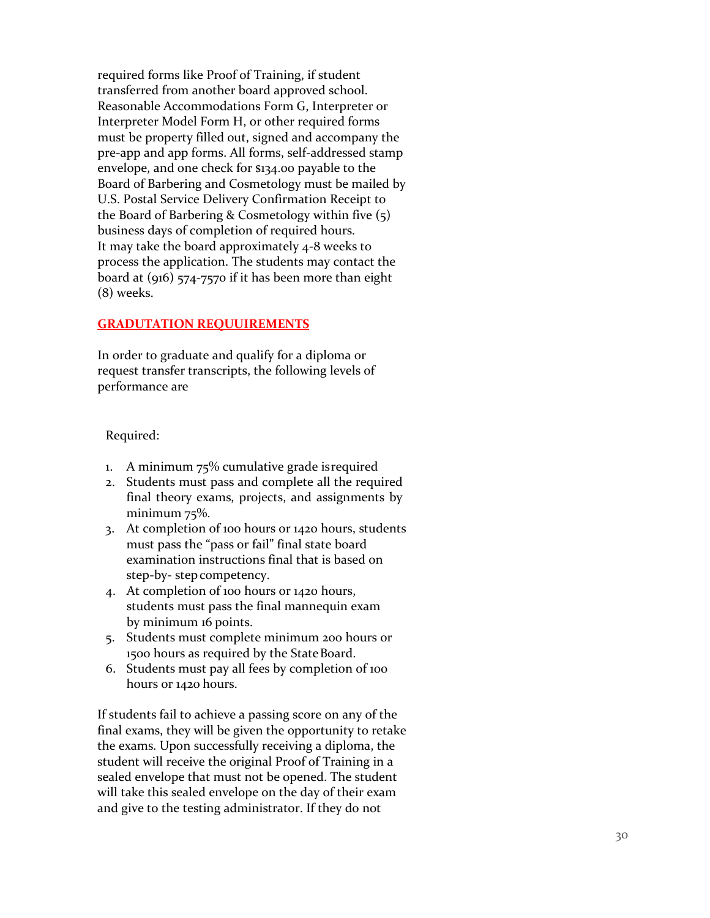required forms like Proof of Training, if student transferred from another board approved school. Reasonable Accommodations Form G, Interpreter or Interpreter Model Form H, or other required forms must be property filled out, signed and accompany the pre-app and app forms. All forms, self-addressed stamp envelope, and one check for $134.00 payable to the Board of Barbering and Cosmetology must be mailed by U.S. Postal Service Delivery Confirmation Receipt to the Board of Barbering & Cosmetology within five (5) business days of completion of required hours.
It may take the board approximately 4-8 weeks to process the application. The students may contact the board at (916) 574-7570 if it has been more than eight (8) weeks.

## GRADUTATION REQUUIREMENTS

In order to graduate and qualify for a diploma or request transfer transcripts, the following levels of performance are

Required:

1. A minimum 75% cumulative grade is required
2. Students must pass and complete all the required final theory exams, projects, and assignments by minimum 75%.
3. At completion of 100 hours or 1420 hours, students must pass the "pass or fail" final state board examination instructions final that is based on step-by- step competency.
4. At completion of 100 hours or 1420 hours, students must pass the final mannequin exam by minimum 16 points.
5. Students must complete minimum 200 hours or 1500 hours as required by the State Board.
6. Students must pay all fees by completion of 100 hours or 1420 hours.

If students fail to achieve a passing score on any of the final exams, they will be given the opportunity to retake the exams. Upon successfully receiving a diploma, the student will receive the original Proof of Training in a sealed envelope that must not be opened. The student will take this sealed envelope on the day of their exam and give to the testing administrator. If they do not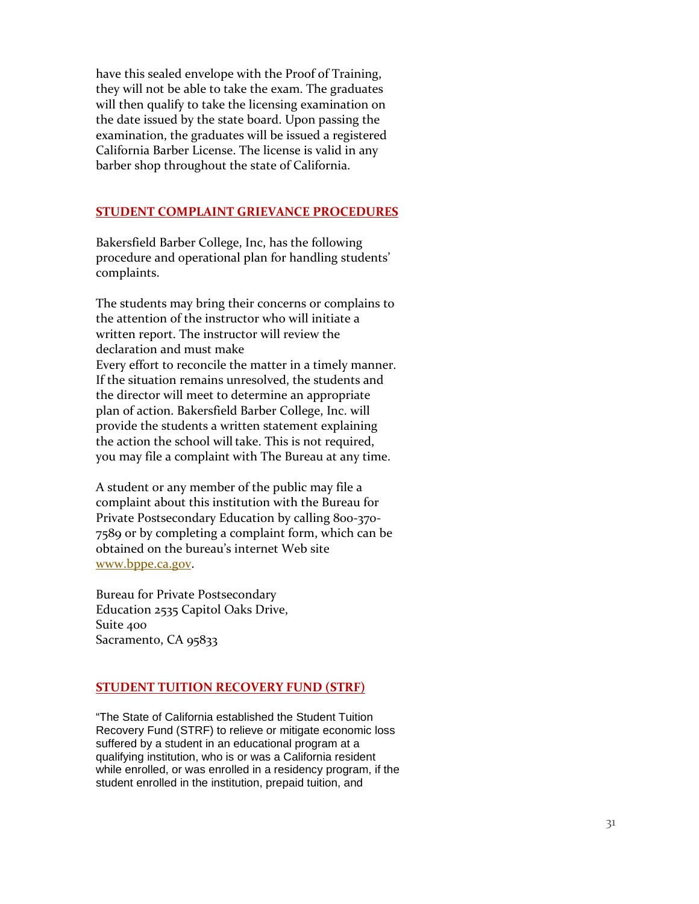have this sealed envelope with the Proof of Training, they will not be able to take the exam. The graduates will then qualify to take the licensing examination on the date issued by the state board. Upon passing the examination, the graduates will be issued a registered California Barber License. The license is valid in any barber shop throughout the state of California.

## STUDENT COMPLAINT GRIEVANCE PROCEDURES

Bakersfield Barber College, Inc, has the following procedure and operational plan for handling students' complaints.

The students may bring their concerns or complains to the attention of the instructor who will initiate a written report. The instructor will review the declaration and must make
Every effort to reconcile the matter in a timely manner. If the situation remains unresolved, the students and the director will meet to determine an appropriate plan of action. Bakersfield Barber College, Inc. will provide the students a written statement explaining the action the school will take. This is not required, you may file a complaint with The Bureau at any time.

A student or any member of the public may file a complaint about this institution with the Bureau for Private Postsecondary Education by calling 800-370-7589 or by completing a complaint form, which can be obtained on the bureau's internet Web site www.bppe.ca.gov.

Bureau for Private Postsecondary
Education 2535 Capitol Oaks Drive,
Suite 400
Sacramento, CA 95833

## STUDENT TUITION RECOVERY FUND (STRF)

"The State of California established the Student Tuition Recovery Fund (STRF) to relieve or mitigate economic loss suffered by a student in an educational program at a qualifying institution, who is or was a California resident while enrolled, or was enrolled in a residency program, if the student enrolled in the institution, prepaid tuition, and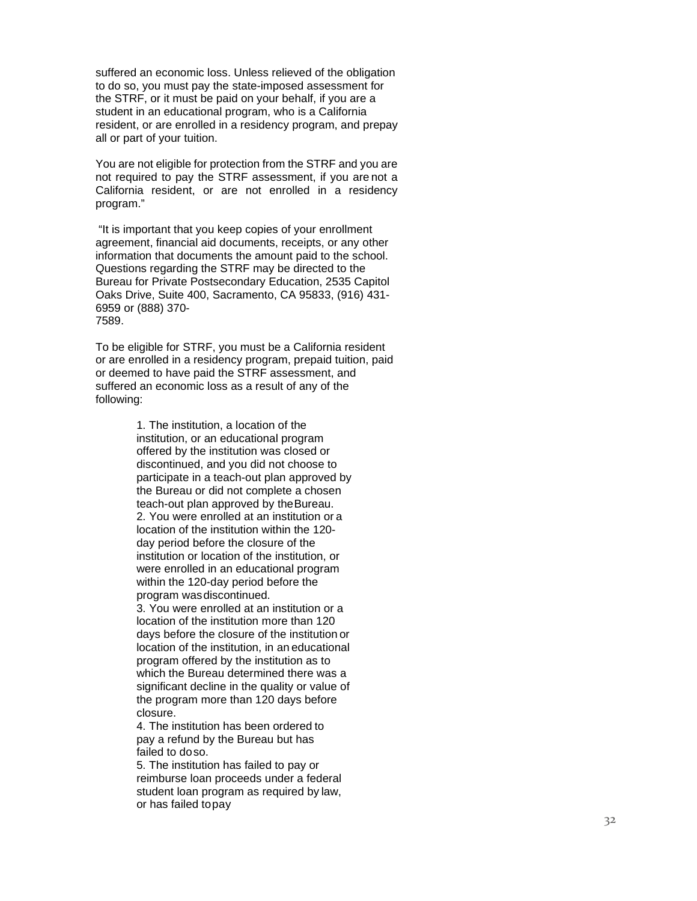suffered an economic loss. Unless relieved of the obligation to do so, you must pay the state-imposed assessment for the STRF, or it must be paid on your behalf, if you are a student in an educational program, who is a California resident, or are enrolled in a residency program, and prepay all or part of your tuition.

You are not eligible for protection from the STRF and you are not required to pay the STRF assessment, if you are not a California resident, or are not enrolled in a residency program."

"It is important that you keep copies of your enrollment agreement, financial aid documents, receipts, or any other information that documents the amount paid to the school. Questions regarding the STRF may be directed to the Bureau for Private Postsecondary Education, 2535 Capitol Oaks Drive, Suite 400, Sacramento, CA 95833, (916) 431-6959 or (888) 370-7589.

To be eligible for STRF, you must be a California resident or are enrolled in a residency program, prepaid tuition, paid or deemed to have paid the STRF assessment, and suffered an economic loss as a result of any of the following:

1. The institution, a location of the institution, or an educational program offered by the institution was closed or discontinued, and you did not choose to participate in a teach-out plan approved by the Bureau or did not complete a chosen teach-out plan approved by the Bureau.
2. You were enrolled at an institution or a location of the institution within the 120-day period before the closure of the institution or location of the institution, or were enrolled in an educational program within the 120-day period before the program was discontinued.
3. You were enrolled at an institution or a location of the institution more than 120 days before the closure of the institution or location of the institution, in an educational program offered by the institution as to which the Bureau determined there was a significant decline in the quality or value of the program more than 120 days before closure.
4. The institution has been ordered to pay a refund by the Bureau but has failed to do so.
5. The institution has failed to pay or reimburse loan proceeds under a federal student loan program as required by law, or has failed to pay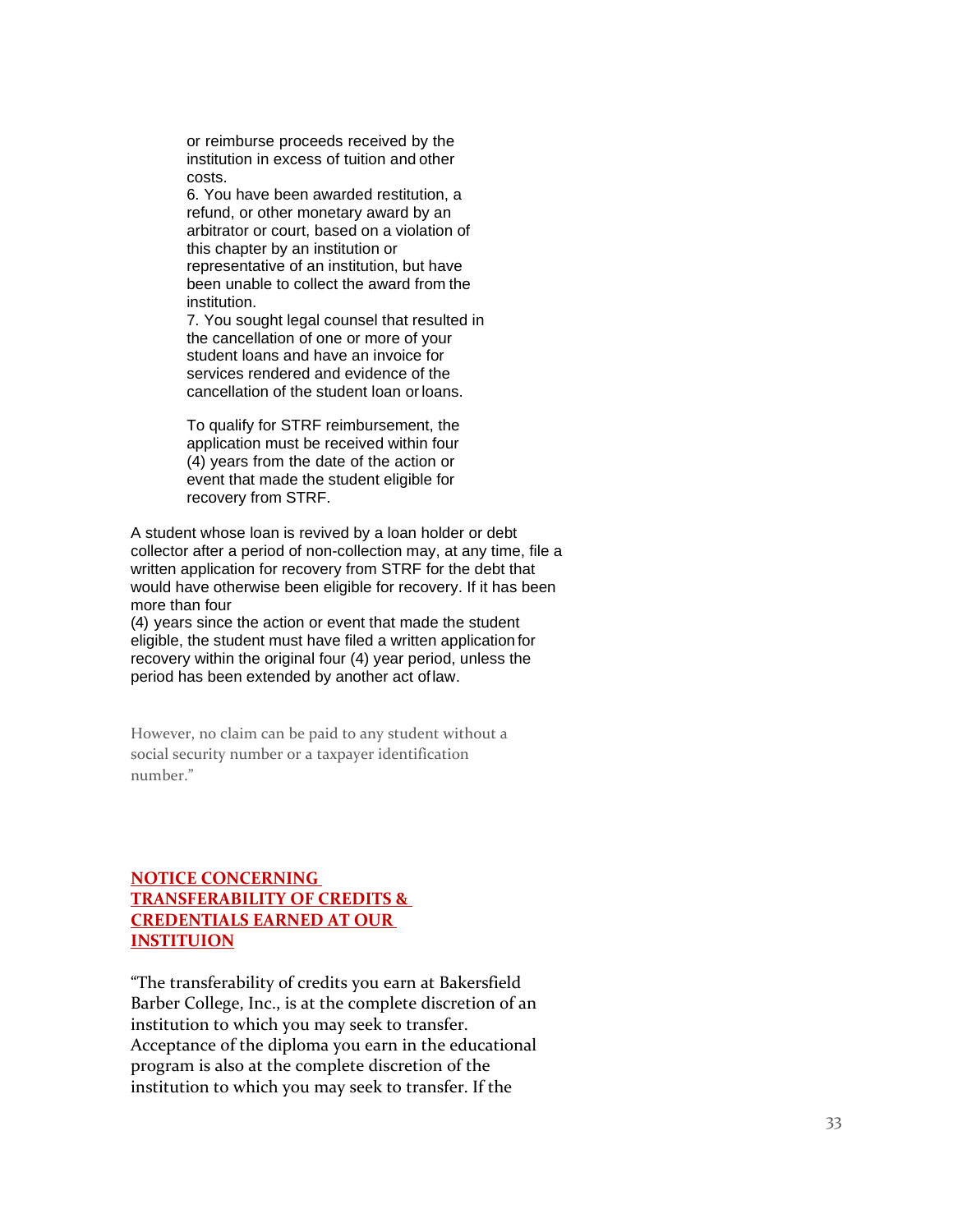or reimburse proceeds received by the institution in excess of tuition and other costs.

6. You have been awarded restitution, a refund, or other monetary award by an arbitrator or court, based on a violation of this chapter by an institution or representative of an institution, but have been unable to collect the award from the institution.

7. You sought legal counsel that resulted in the cancellation of one or more of your student loans and have an invoice for services rendered and evidence of the cancellation of the student loan or loans.

To qualify for STRF reimbursement, the application must be received within four (4) years from the date of the action or event that made the student eligible for recovery from STRF.

A student whose loan is revived by a loan holder or debt collector after a period of non-collection may, at any time, file a written application for recovery from STRF for the debt that would have otherwise been eligible for recovery. If it has been more than four (4) years since the action or event that made the student eligible, the student must have filed a written application for recovery within the original four (4) year period, unless the period has been extended by another act of law.

However, no claim can be paid to any student without a social security number or a taxpayer identification number."

## NOTICE CONCERNING TRANSFERABILITY OF CREDITS & CREDENTIALS EARNED AT OUR INSTITUION

"The transferability of credits you earn at Bakersfield Barber College, Inc., is at the complete discretion of an institution to which you may seek to transfer. Acceptance of the diploma you earn in the educational program is also at the complete discretion of the institution to which you may seek to transfer. If the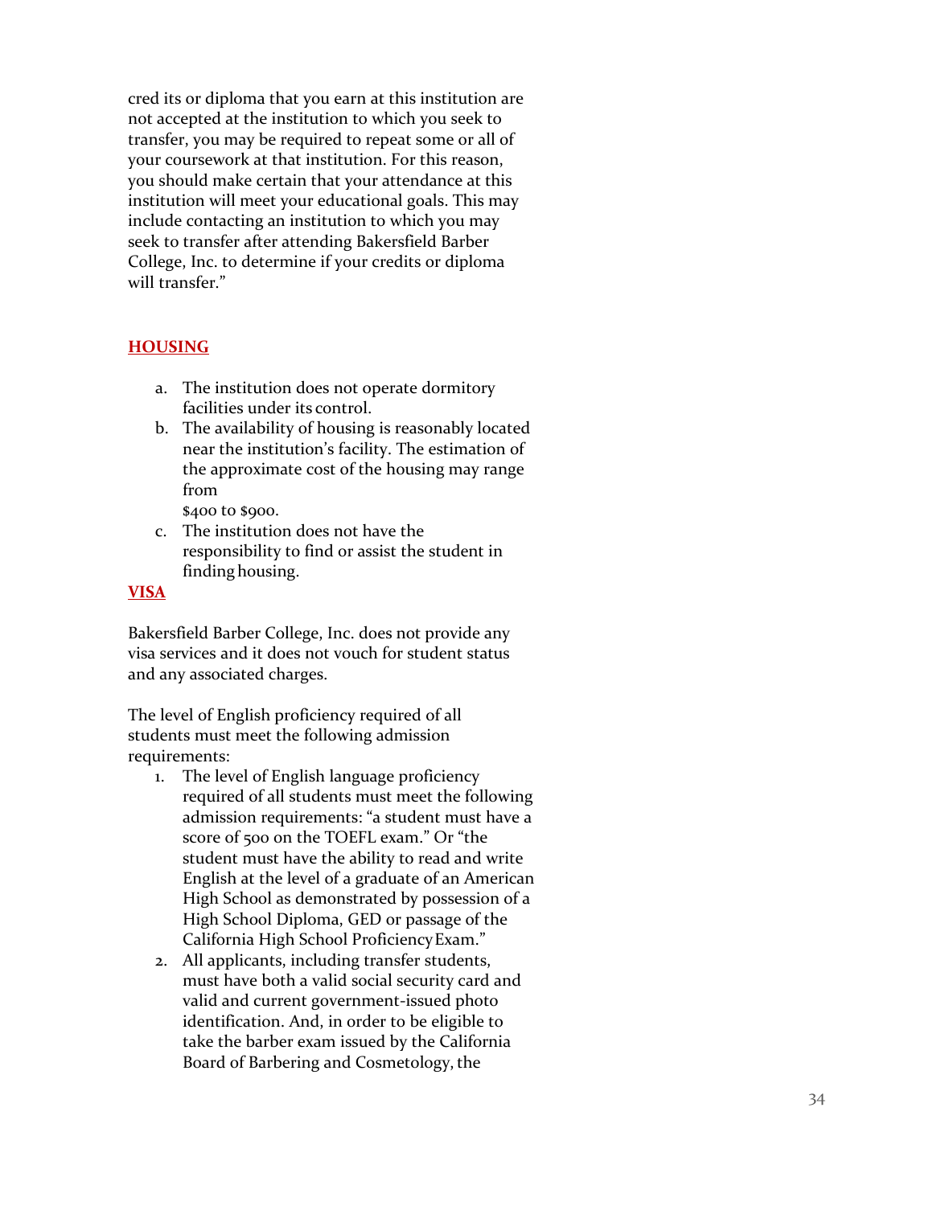cred its or diploma that you earn at this institution are not accepted at the institution to which you seek to transfer, you may be required to repeat some or all of your coursework at that institution. For this reason, you should make certain that your attendance at this institution will meet your educational goals. This may include contacting an institution to which you may seek to transfer after attending Bakersfield Barber College, Inc. to determine if your credits or diploma will transfer."

## HOUSING

a. The institution does not operate dormitory facilities under its control.
b. The availability of housing is reasonably located near the institution's facility. The estimation of the approximate cost of the housing may range from $400 to $900.
c. The institution does not have the responsibility to find or assist the student in finding housing.

## VISA

Bakersfield Barber College, Inc. does not provide any visa services and it does not vouch for student status and any associated charges.

The level of English proficiency required of all students must meet the following admission requirements:

1. The level of English language proficiency required of all students must meet the following admission requirements: "a student must have a score of 500 on the TOEFL exam." Or "the student must have the ability to read and write English at the level of a graduate of an American High School as demonstrated by possession of a High School Diploma, GED or passage of the California High School Proficiency Exam."
2. All applicants, including transfer students, must have both a valid social security card and valid and current government-issued photo identification. And, in order to be eligible to take the barber exam issued by the California Board of Barbering and Cosmetology, the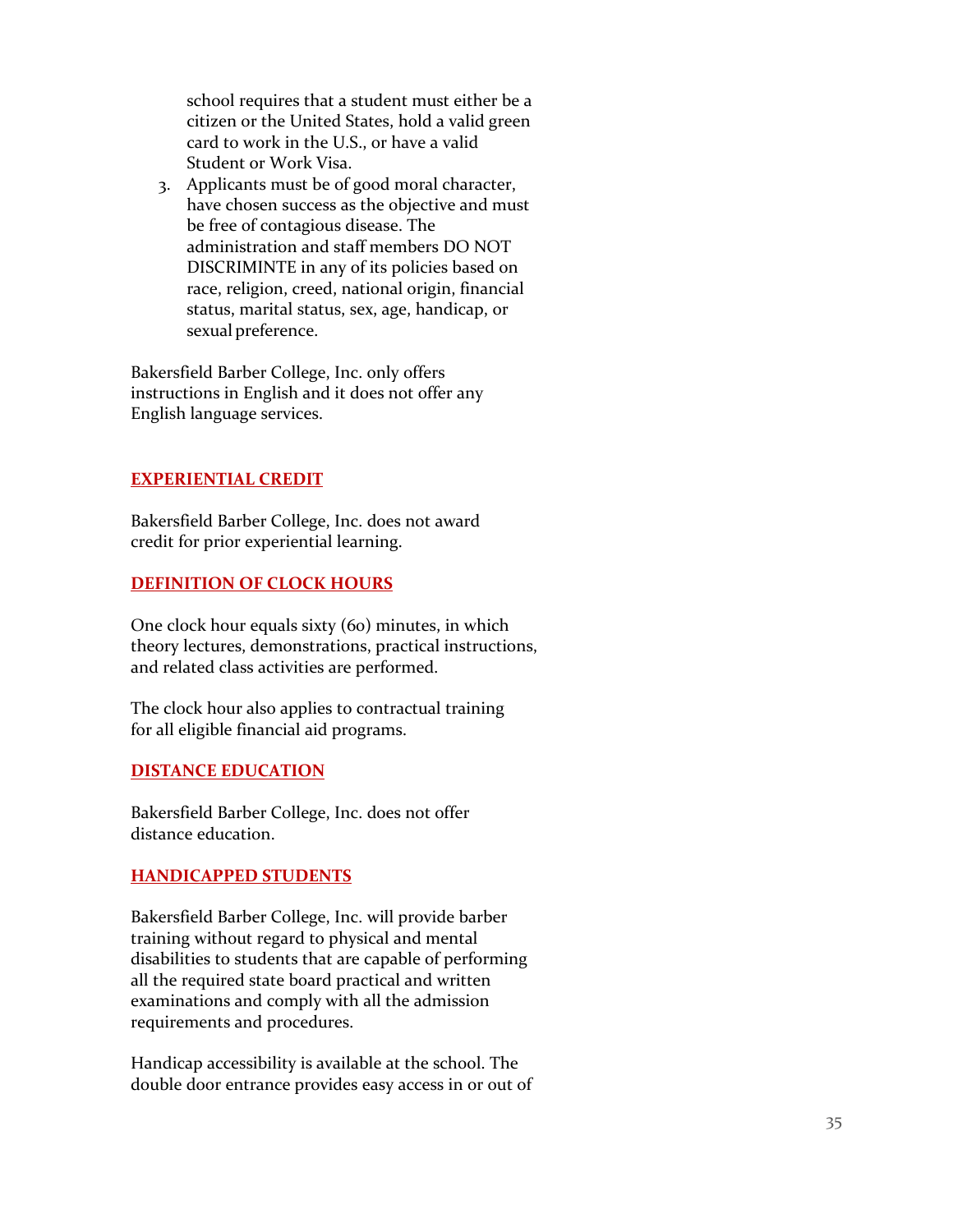school requires that a student must either be a citizen or the United States, hold a valid green card to work in the U.S., or have a valid Student or Work Visa.

3. Applicants must be of good moral character, have chosen success as the objective and must be free of contagious disease. The administration and staff members DO NOT DISCRIMINTE in any of its policies based on race, religion, creed, national origin, financial status, marital status, sex, age, handicap, or sexual preference.

Bakersfield Barber College, Inc. only offers instructions in English and it does not offer any English language services.

## EXPERIENTIAL CREDIT

Bakersfield Barber College, Inc. does not award credit for prior experiential learning.

## DEFINITION OF CLOCK HOURS

One clock hour equals sixty (60) minutes, in which theory lectures, demonstrations, practical instructions, and related class activities are performed.

The clock hour also applies to contractual training for all eligible financial aid programs.

## DISTANCE EDUCATION

Bakersfield Barber College, Inc. does not offer distance education.

## HANDICAPPED STUDENTS

Bakersfield Barber College, Inc. will provide barber training without regard to physical and mental disabilities to students that are capable of performing all the required state board practical and written examinations and comply with all the admission requirements and procedures.

Handicap accessibility is available at the school. The double door entrance provides easy access in or out of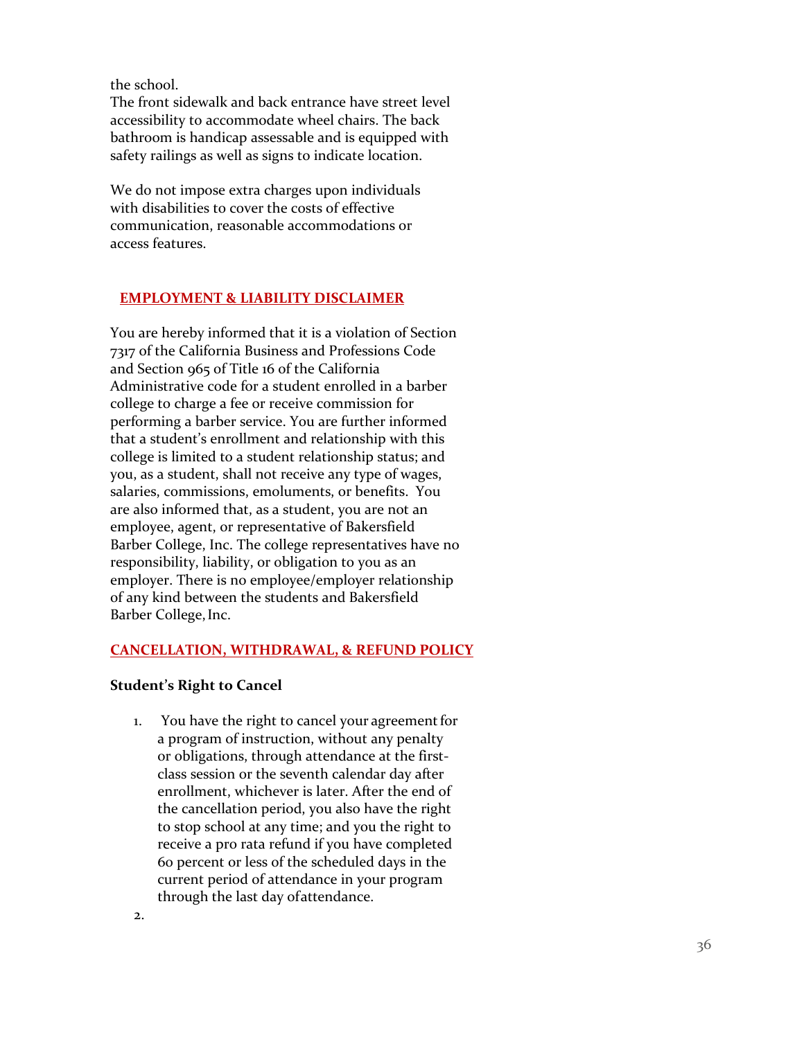the school.
The front sidewalk and back entrance have street level accessibility to accommodate wheel chairs. The back bathroom is handicap assessable and is equipped with safety railings as well as signs to indicate location.

We do not impose extra charges upon individuals with disabilities to cover the costs of effective communication, reasonable accommodations or access features.

## EMPLOYMENT & LIABILITY DISCLAIMER

You are hereby informed that it is a violation of Section 7317 of the California Business and Professions Code and Section 965 of Title 16 of the California Administrative code for a student enrolled in a barber college to charge a fee or receive commission for performing a barber service. You are further informed that a student's enrollment and relationship with this college is limited to a student relationship status; and you, as a student, shall not receive any type of wages, salaries, commissions, emoluments, or benefits. You are also informed that, as a student, you are not an employee, agent, or representative of Bakersfield Barber College, Inc. The college representatives have no responsibility, liability, or obligation to you as an employer. There is no employee/employer relationship of any kind between the students and Bakersfield Barber College, Inc.

## CANCELLATION, WITHDRAWAL, & REFUND POLICY

### Student's Right to Cancel

1. You have the right to cancel your agreement for a program of instruction, without any penalty or obligations, through attendance at the first-class session or the seventh calendar day after enrollment, whichever is later. After the end of the cancellation period, you also have the right to stop school at any time; and you the right to receive a pro rata refund if you have completed 60 percent or less of the scheduled days in the current period of attendance in your program through the last day of attendance.
2.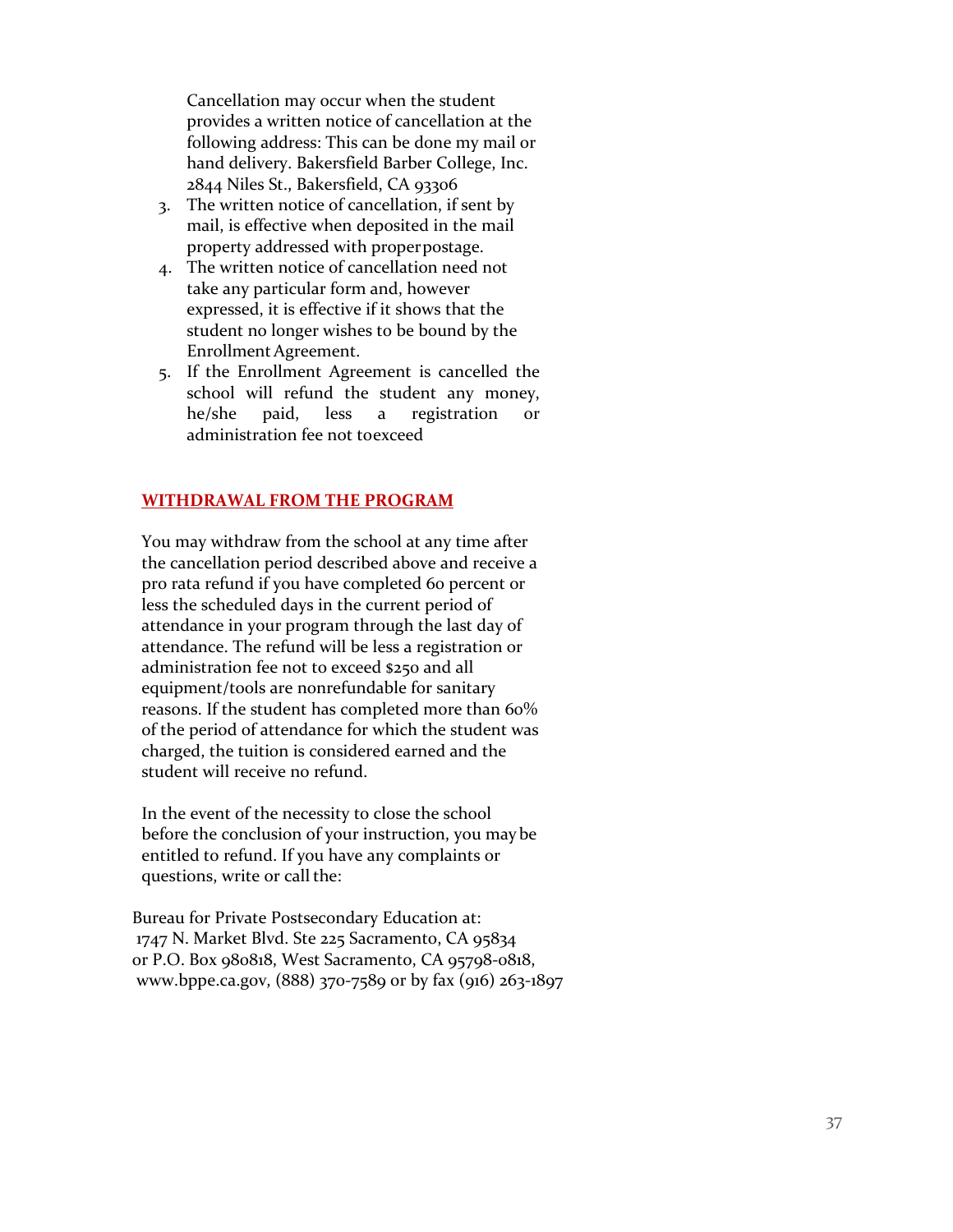Cancellation may occur when the student provides a written notice of cancellation at the following address: This can be done my mail or hand delivery. Bakersfield Barber College, Inc. 2844 Niles St., Bakersfield, CA 93306

3. The written notice of cancellation, if sent by mail, is effective when deposited in the mail property addressed with proper postage.
4. The written notice of cancellation need not take any particular form and, however expressed, it is effective if it shows that the student no longer wishes to be bound by the Enrollment Agreement.
5. If the Enrollment Agreement is cancelled the school will refund the student any money, he/she paid, less a registration or administration fee not to exceed

## WITHDRAWAL FROM THE PROGRAM

You may withdraw from the school at any time after the cancellation period described above and receive a pro rata refund if you have completed 60 percent or less the scheduled days in the current period of attendance in your program through the last day of attendance. The refund will be less a registration or administration fee not to exceed $250 and all equipment/tools are nonrefundable for sanitary reasons. If the student has completed more than 60% of the period of attendance for which the student was charged, the tuition is considered earned and the student will receive no refund.

In the event of the necessity to close the school before the conclusion of your instruction, you may be entitled to refund. If you have any complaints or questions, write or call the:

Bureau for Private Postsecondary Education at:
1747 N. Market Blvd. Ste 225 Sacramento, CA 95834
or P.O. Box 980818, West Sacramento, CA 95798-0818,
www.bppe.ca.gov, (888) 370-7589 or by fax (916) 263-1897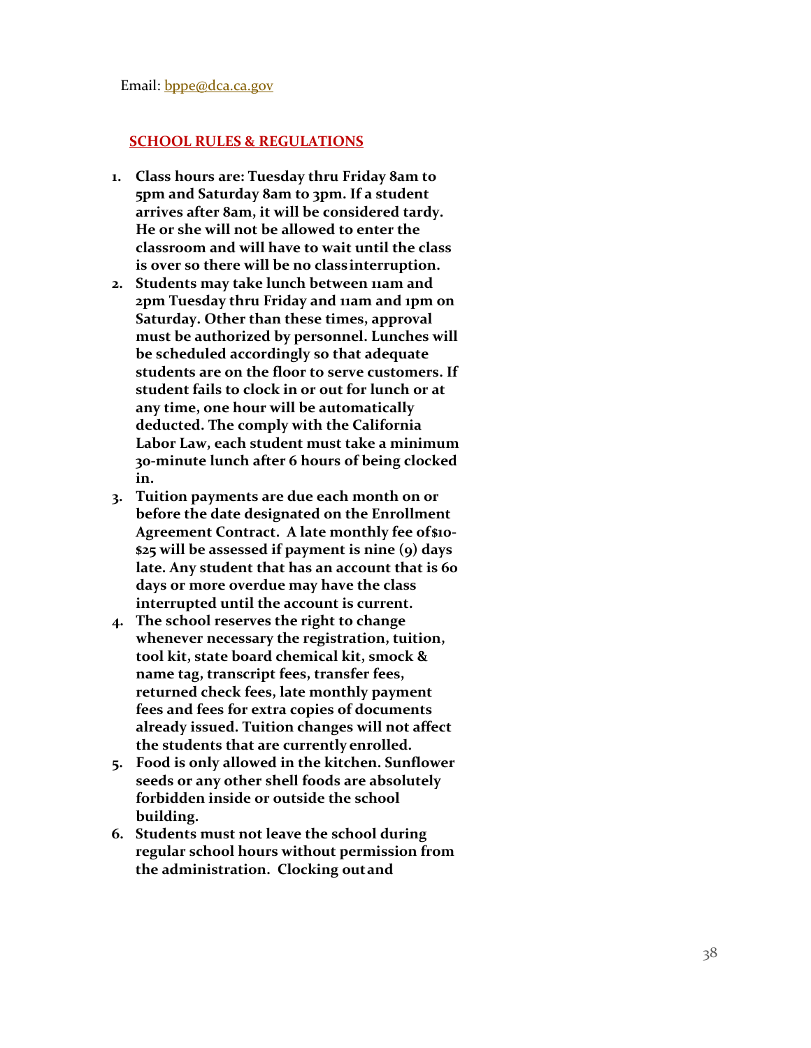Email: bppe@dca.ca.gov

## SCHOOL RULES & REGULATIONS

1. **Class hours are: Tuesday thru Friday 8am to 5pm and Saturday 8am to 3pm. If a student arrives after 8am, it will be considered tardy. He or she will not be allowed to enter the classroom and will have to wait until the class is over so there will be no class interruption.**
2. **Students may take lunch between 11am and 2pm Tuesday thru Friday and 11am and 1pm on Saturday. Other than these times, approval must be authorized by personnel. Lunches will be scheduled accordingly so that adequate students are on the floor to serve customers. If student fails to clock in or out for lunch or at any time, one hour will be automatically deducted. The comply with the California Labor Law, each student must take a minimum 30-minute lunch after 6 hours of being clocked in.**
3. **Tuition payments are due each month on or before the date designated on the Enrollment Agreement Contract. A late monthly fee of $10-$25 will be assessed if payment is nine (9) days late. Any student that has an account that is 60 days or more overdue may have the class interrupted until the account is current.**
4. **The school reserves the right to change whenever necessary the registration, tuition, tool kit, state board chemical kit, smock & name tag, transcript fees, transfer fees, returned check fees, late monthly payment fees and fees for extra copies of documents already issued. Tuition changes will not affect the students that are currently enrolled.**
5. **Food is only allowed in the kitchen. Sunflower seeds or any other shell foods are absolutely forbidden inside or outside the school building.**
6. **Students must not leave the school during regular school hours without permission from the administration. Clocking out and**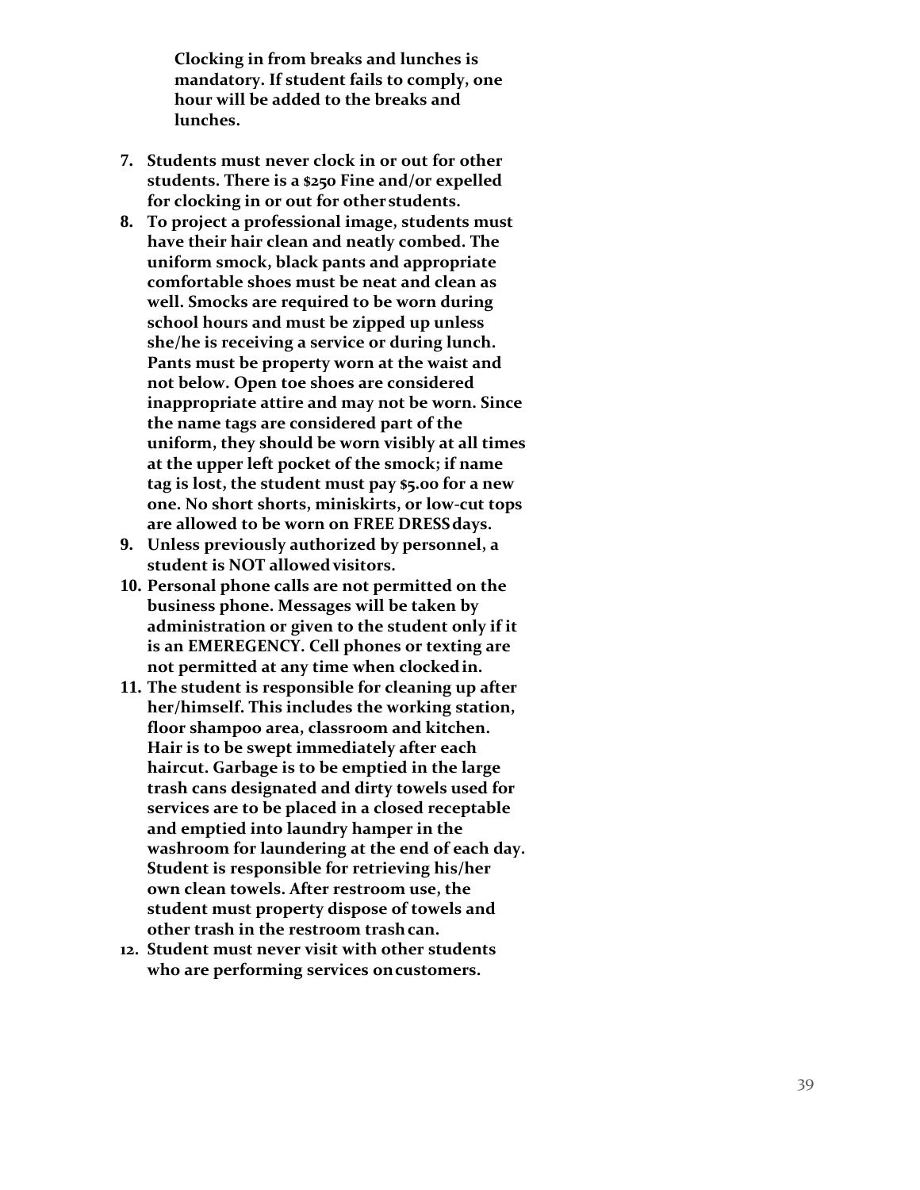**Clocking in from breaks and lunches is mandatory. If student fails to comply, one hour will be added to the breaks and lunches.**

7. **Students must never clock in or out for other students. There is a $250 Fine and/or expelled for clocking in or out for other students.**
8. **To project a professional image, students must have their hair clean and neatly combed. The uniform smock, black pants and appropriate comfortable shoes must be neat and clean as well. Smocks are required to be worn during school hours and must be zipped up unless she/he is receiving a service or during lunch. Pants must be property worn at the waist and not below. Open toe shoes are considered inappropriate attire and may not be worn. Since the name tags are considered part of the uniform, they should be worn visibly at all times at the upper left pocket of the smock; if name tag is lost, the student must pay $5.00 for a new one. No short shorts, miniskirts, or low-cut tops are allowed to be worn on FREE DRESS days.**
9. **Unless previously authorized by personnel, a student is NOT allowed visitors.**
10. **Personal phone calls are not permitted on the business phone. Messages will be taken by administration or given to the student only if it is an EMEREGENCY. Cell phones or texting are not permitted at any time when clocked in.**
11. **The student is responsible for cleaning up after her/himself. This includes the working station, floor shampoo area, classroom and kitchen. Hair is to be swept immediately after each haircut. Garbage is to be emptied in the large trash cans designated and dirty towels used for services are to be placed in a closed receptable and emptied into laundry hamper in the washroom for laundering at the end of each day. Student is responsible for retrieving his/her own clean towels. After restroom use, the student must property dispose of towels and other trash in the restroom trash can.**
12. **Student must never visit with other students who are performing services on customers.**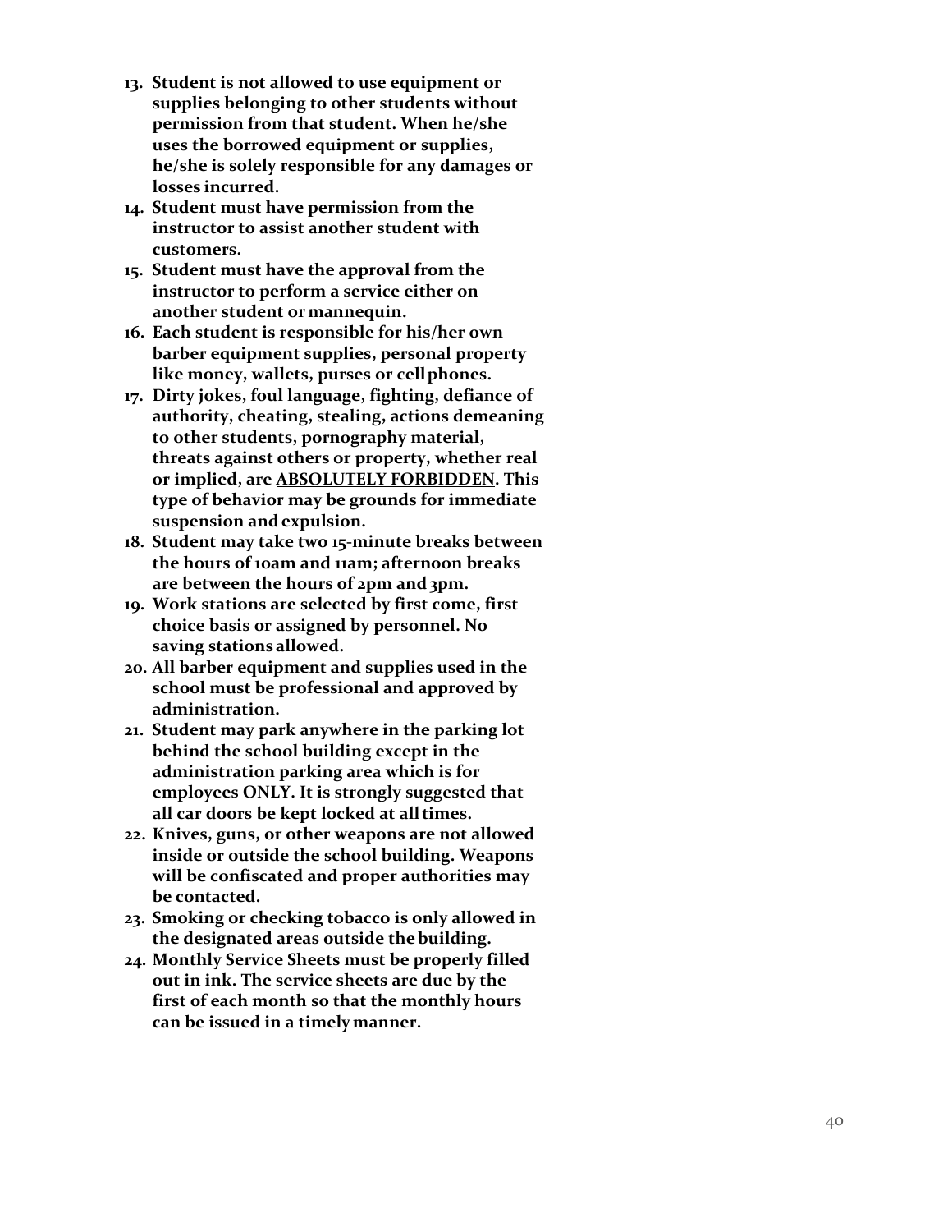13. **Student is not allowed to use equipment or supplies belonging to other students without permission from that student. When he/she uses the borrowed equipment or supplies, he/she is solely responsible for any damages or losses incurred.**
14. **Student must have permission from the instructor to assist another student with customers.**
15. **Student must have the approval from the instructor to perform a service either on another student or mannequin.**
16. **Each student is responsible for his/her own barber equipment supplies, personal property like money, wallets, purses or cell phones.**
17. **Dirty jokes, foul language, fighting, defiance of authority, cheating, stealing, actions demeaning to other students, pornography material, threats against others or property, whether real or implied, are <u>ABSOLUTELY FORBIDDEN</u>. This type of behavior may be grounds for immediate suspension and expulsion.**
18. **Student may take two 15-minute breaks between the hours of 10am and 11am; afternoon breaks are between the hours of 2pm and 3pm.**
19. **Work stations are selected by first come, first choice basis or assigned by personnel. No saving stations allowed.**
20. **All barber equipment and supplies used in the school must be professional and approved by administration.**
21. **Student may park anywhere in the parking lot behind the school building except in the administration parking area which is for employees ONLY. It is strongly suggested that all car doors be kept locked at all times.**
22. **Knives, guns, or other weapons are not allowed inside or outside the school building. Weapons will be confiscated and proper authorities may be contacted.**
23. **Smoking or checking tobacco is only allowed in the designated areas outside the building.**
24. **Monthly Service Sheets must be properly filled out in ink. The service sheets are due by the first of each month so that the monthly hours can be issued in a timely manner.**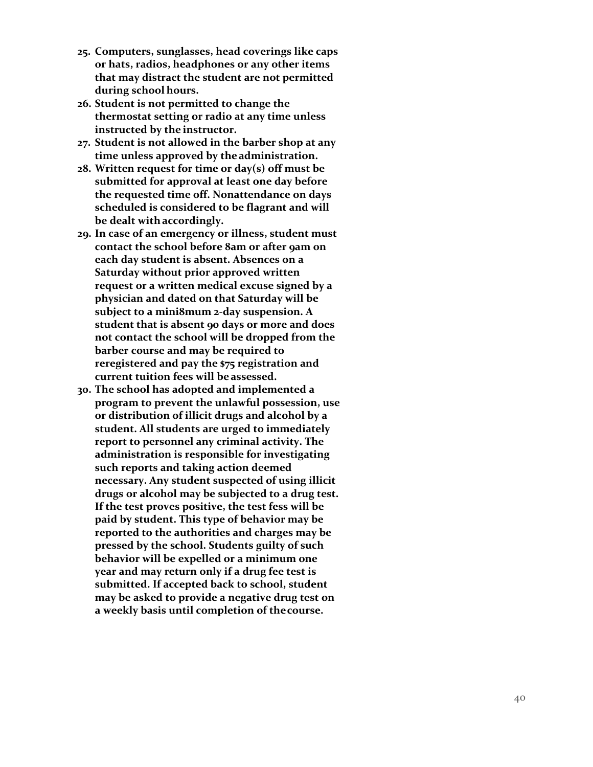25. **Computers, sunglasses, head coverings like caps or hats, radios, headphones or any other items that may distract the student are not permitted during school hours.**
26. **Student is not permitted to change the thermostat setting or radio at any time unless instructed by the instructor.**
27. **Student is not allowed in the barber shop at any time unless approved by the administration.**
28. **Written request for time or day(s) off must be submitted for approval at least one day before the requested time off. Nonattendance on days scheduled is considered to be flagrant and will be dealt with accordingly.**
29. **In case of an emergency or illness, student must contact the school before 8am or after 9am on each day student is absent. Absences on a Saturday without prior approved written request or a written medical excuse signed by a physician and dated on that Saturday will be subject to a mini8mum 2-day suspension. A student that is absent 90 days or more and does not contact the school will be dropped from the barber course and may be required to reregistered and pay the $75 registration and current tuition fees will be assessed.**
30. **The school has adopted and implemented a program to prevent the unlawful possession, use or distribution of illicit drugs and alcohol by a student. All students are urged to immediately report to personnel any criminal activity. The administration is responsible for investigating such reports and taking action deemed necessary. Any student suspected of using illicit drugs or alcohol may be subjected to a drug test. If the test proves positive, the test fess will be paid by student. This type of behavior may be reported to the authorities and charges may be pressed by the school. Students guilty of such behavior will be expelled or a minimum one year and may return only if a drug fee test is submitted. If accepted back to school, student may be asked to provide a negative drug test on a weekly basis until completion of the course.**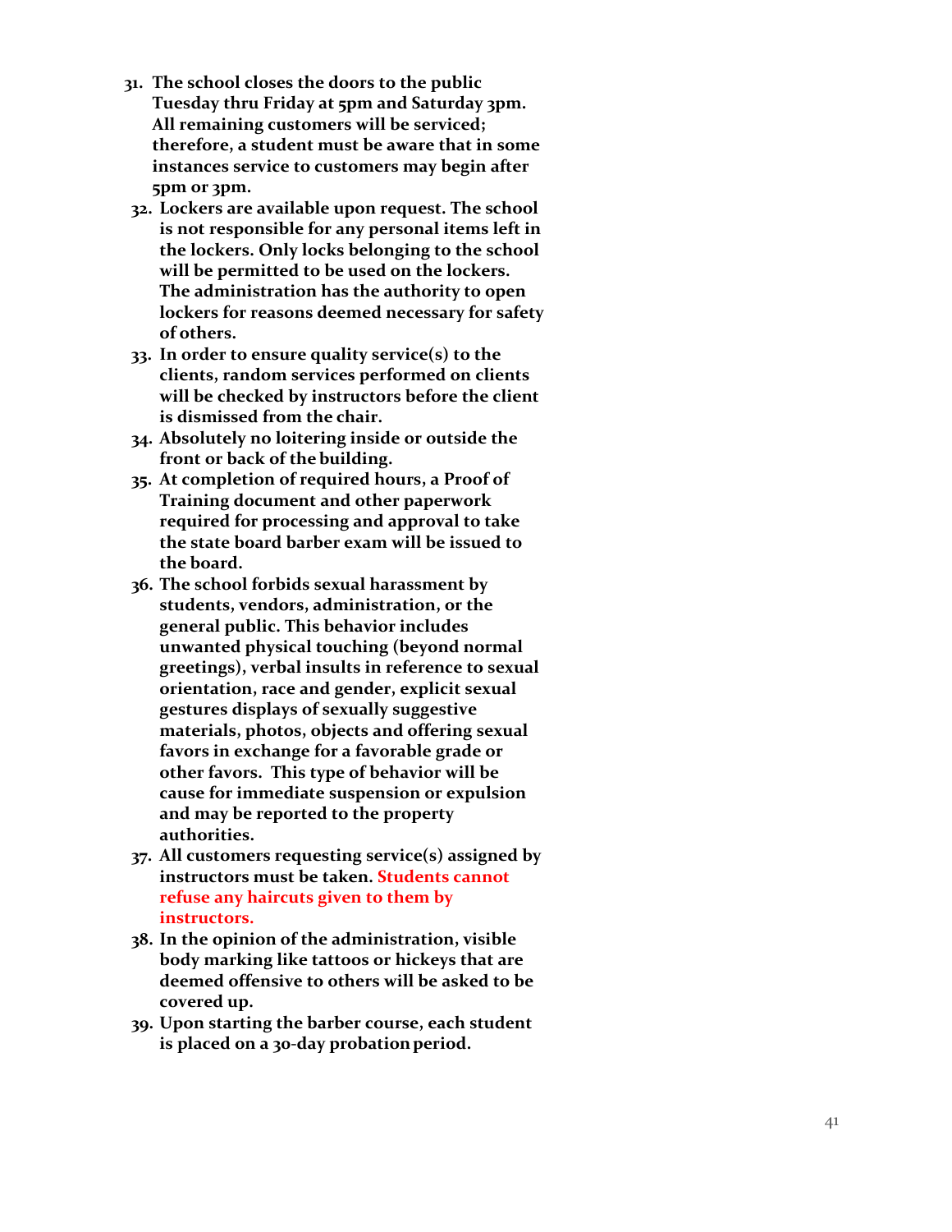31. **The school closes the doors to the public Tuesday thru Friday at 5pm and Saturday 3pm. All remaining customers will be serviced; therefore, a student must be aware that in some instances service to customers may begin after 5pm or 3pm.**
32. **Lockers are available upon request. The school is not responsible for any personal items left in the lockers. Only locks belonging to the school will be permitted to be used on the lockers. The administration has the authority to open lockers for reasons deemed necessary for safety of others.**
33. **In order to ensure quality service(s) to the clients, random services performed on clients will be checked by instructors before the client is dismissed from the chair.**
34. **Absolutely no loitering inside or outside the front or back of the building.**
35. **At completion of required hours, a Proof of Training document and other paperwork required for processing and approval to take the state board barber exam will be issued to the board.**
36. **The school forbids sexual harassment by students, vendors, administration, or the general public. This behavior includes unwanted physical touching (beyond normal greetings), verbal insults in reference to sexual orientation, race and gender, explicit sexual gestures displays of sexually suggestive materials, photos, objects and offering sexual favors in exchange for a favorable grade or other favors. This type of behavior will be cause for immediate suspension or expulsion and may be reported to the property authorities.**
37. **All customers requesting service(s) assigned by instructors must be taken. Students cannot refuse any haircuts given to them by instructors.**
38. **In the opinion of the administration, visible body marking like tattoos or hickeys that are deemed offensive to others will be asked to be covered up.**
39. **Upon starting the barber course, each student is placed on a 30-day probation period.**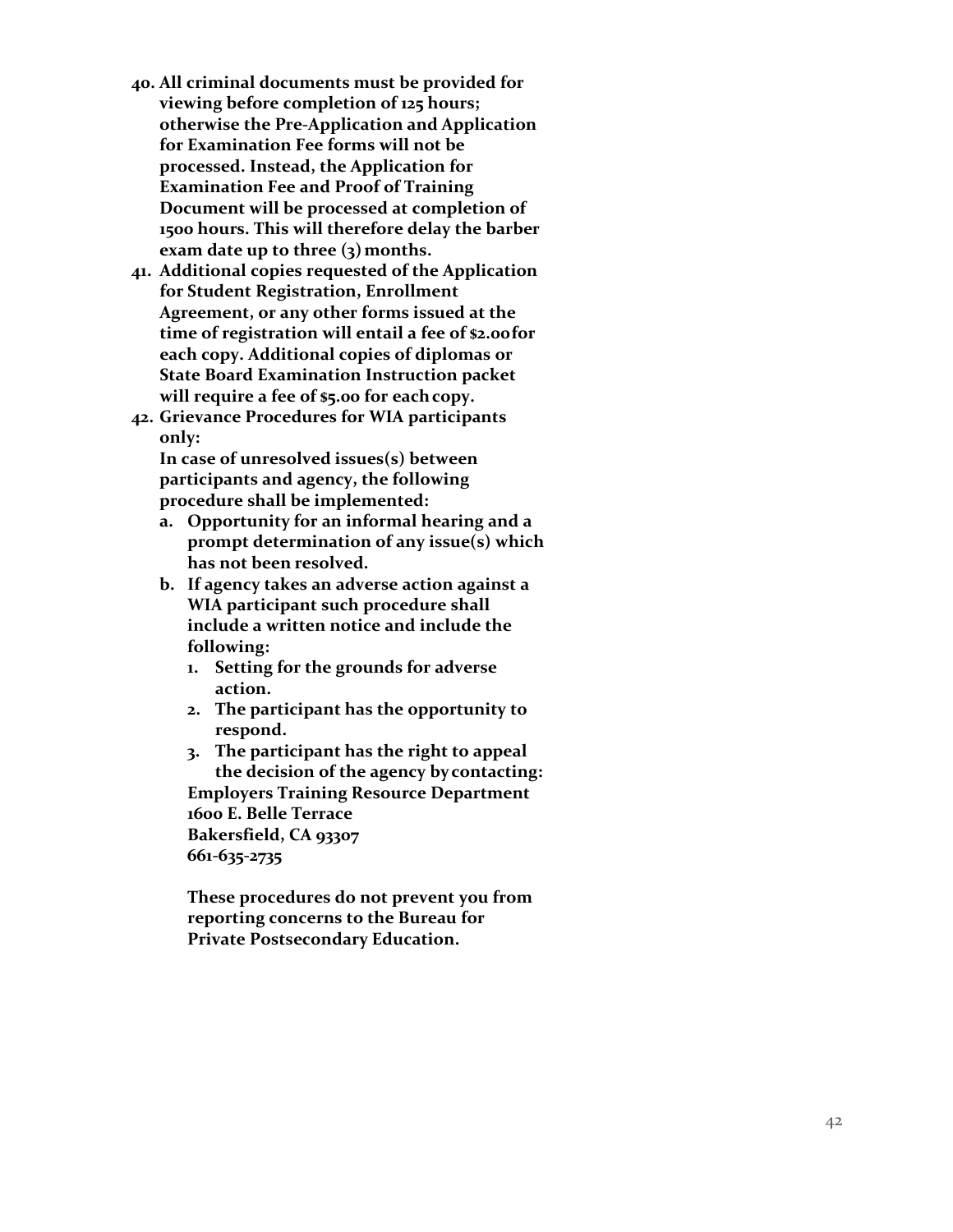40. **All criminal documents must be provided for viewing before completion of 125 hours; otherwise the Pre-Application and Application for Examination Fee forms will not be processed. Instead, the Application for Examination Fee and Proof of Training Document will be processed at completion of 1500 hours. This will therefore delay the barber exam date up to three (3) months.**
41. **Additional copies requested of the Application for Student Registration, Enrollment Agreement, or any other forms issued at the time of registration will entail a fee of $2.00 for each copy. Additional copies of diplomas or State Board Examination Instruction packet will require a fee of $5.00 for each copy.**
42. **Grievance Procedures for WIA participants only:**

    **In case of unresolved issues(s) between participants and agency, the following procedure shall be implemented:**

    a. **Opportunity for an informal hearing and a prompt determination of any issue(s) which has not been resolved.**
    b. **If agency takes an adverse action against a WIA participant such procedure shall include a written notice and include the following:**
        1. **Setting for the grounds for adverse action.**
        2. **The participant has the opportunity to respond.**
        3. **The participant has the right to appeal the decision of the agency by contacting:**

        **Employers Training Resource Department**
        **1600 E. Belle Terrace**
        **Bakersfield, CA 93307**
        **661-635-2735**

        **These procedures do not prevent you from reporting concerns to the Bureau for Private Postsecondary Education.**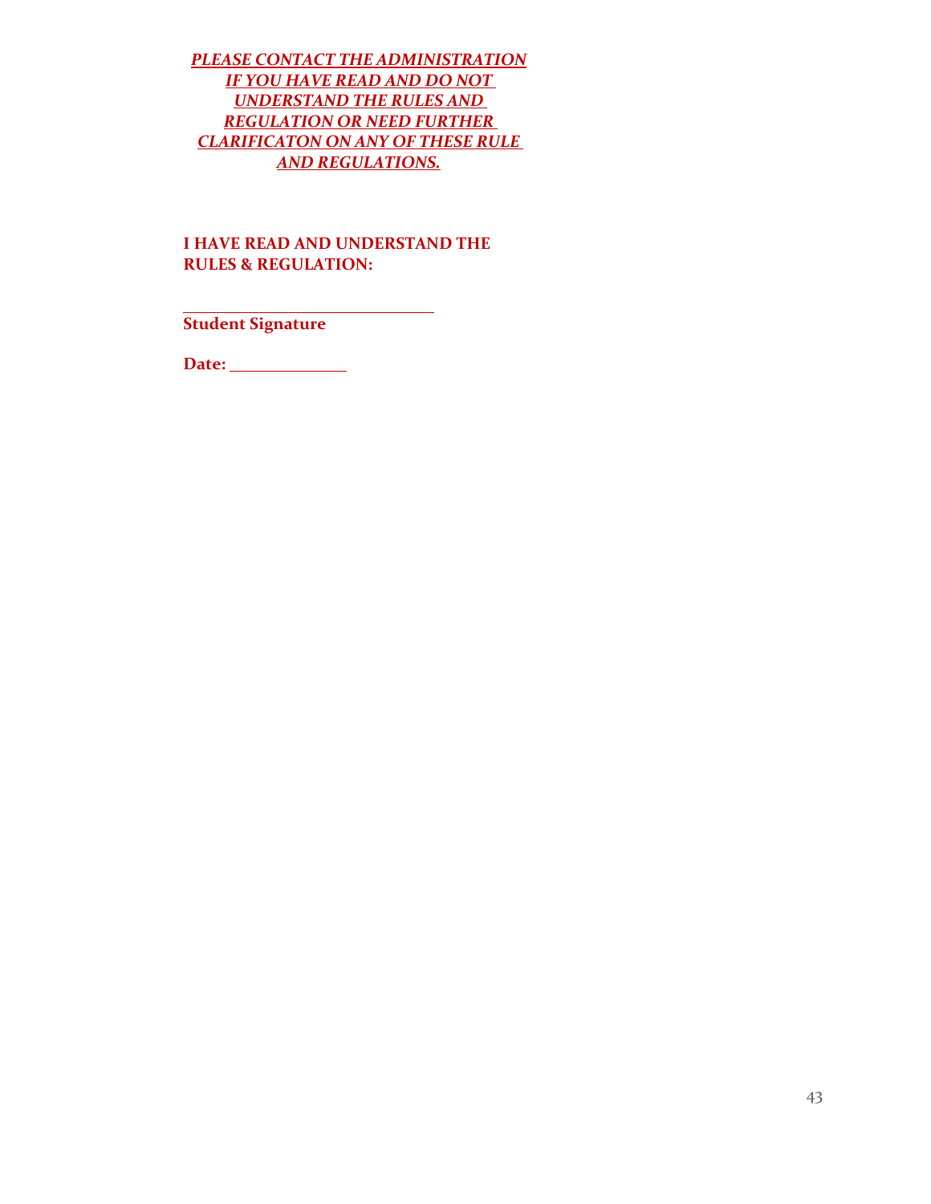***PLEASE CONTACT THE ADMINISTRATION IF YOU HAVE READ AND DO NOT UNDERSTAND THE RULES AND REGULATION OR NEED FURTHER CLARIFICATON ON ANY OF THESE RULE AND REGULATIONS.***

**I HAVE READ AND UNDERSTAND THE RULES & REGULATION:**

\_\_\_\_\_\_\_\_\_\_\_\_\_\_\_\_\_\_\_\_\_\_\_\_\_\_\_\_\_\_

**Student Signature**

**Date:** \_\_\_\_\_\_\_\_\_\_\_\_\_\_